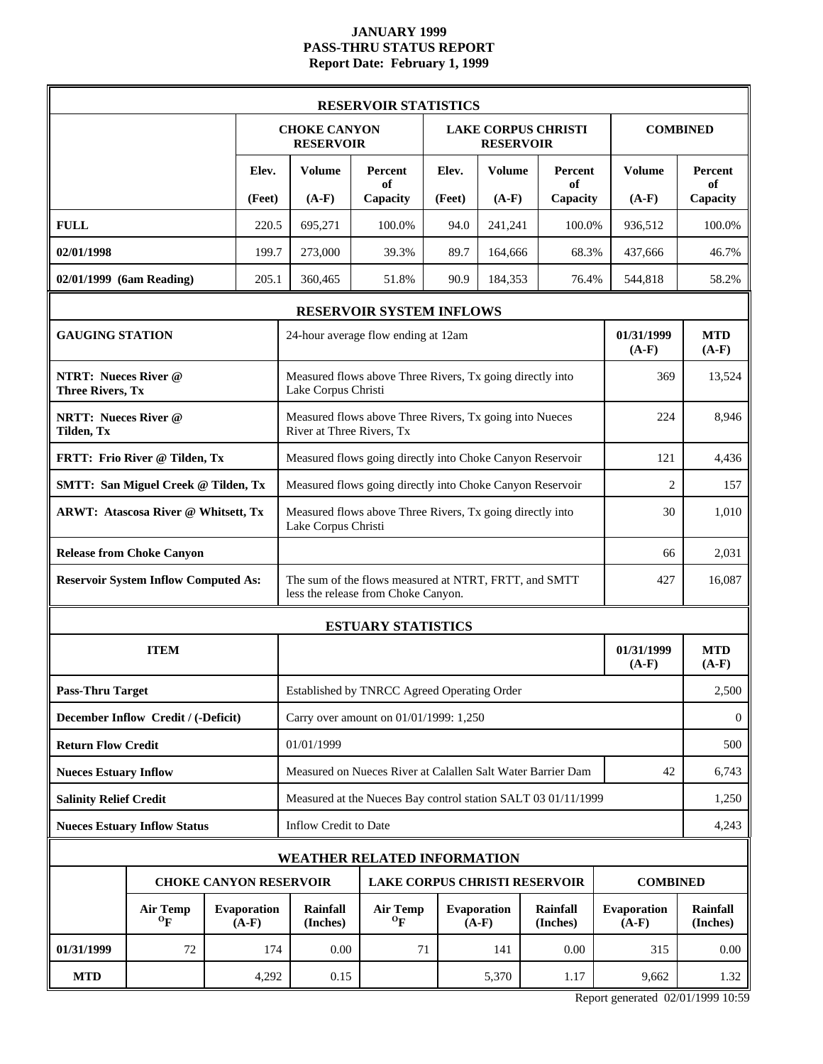# JANUARY 1999
# PASS-THRU STATUS REPORT
# Report Date: February 1, 1999

## RESERVOIR STATISTICS

| | CHOKE CANYON RESERVOIR | | | LAKE CORPUS CHRISTI RESERVOIR | | | COMBINED | |
|---|---|---|---|---|---|---|---|---|
| | Elev. (Feet) | Volume (A-F) | Percent of Capacity | Elev. (Feet) | Volume (A-F) | Percent of Capacity | Volume (A-F) | Percent of Capacity |
| **FULL** | 220.5 | 695,271 | 100.0% | 94.0 | 241,241 | 100.0% | 936,512 | 100.0% |
| **02/01/1998** | 199.7 | 273,000 | 39.3% | 89.7 | 164,666 | 68.3% | 437,666 | 46.7% |
| **02/01/1999 (6am Reading)** | 205.1 | 360,465 | 51.8% | 90.9 | 184,353 | 76.4% | 544,818 | 58.2% |

## RESERVOIR SYSTEM INFLOWS

| GAUGING STATION | 24-hour average flow ending at 12am | 01/31/1999 (A-F) | MTD (A-F) |
|---|---|---|---|
| **NTRT: Nueces River @ Three Rivers, Tx** | Measured flows above Three Rivers, Tx going directly into Lake Corpus Christi | 369 | 13,524 |
| **NRTT: Nueces River @ Tilden, Tx** | Measured flows above Three Rivers, Tx going into Nueces River at Three Rivers, Tx | 224 | 8,946 |
| **FRTT: Frio River @ Tilden, Tx** | Measured flows going directly into Choke Canyon Reservoir | 121 | 4,436 |
| **SMTT: San Miguel Creek @ Tilden, Tx** | Measured flows going directly into Choke Canyon Reservoir | 2 | 157 |
| **ARWT: Atascosa River @ Whitsett, Tx** | Measured flows above Three Rivers, Tx going directly into Lake Corpus Christi | 30 | 1,010 |
| **Release from Choke Canyon** | | 66 | 2,031 |
| **Reservoir System Inflow Computed As:** | The sum of the flows measured at NTRT, FRTT, and SMTT less the release from Choke Canyon. | 427 | 16,087 |

## ESTUARY STATISTICS

| ITEM | | 01/31/1999 (A-F) | MTD (A-F) |
|---|---|---|---|
| **Pass-Thru Target** | Established by TNRCC Agreed Operating Order | | 2,500 |
| **December Inflow Credit / (-Deficit)** | Carry over amount on 01/01/1999: 1,250 | | 0 |
| **Return Flow Credit** | 01/01/1999 | | 500 |
| **Nueces Estuary Inflow** | Measured on Nueces River at Calallen Salt Water Barrier Dam | 42 | 6,743 |
| **Salinity Relief Credit** | Measured at the Nueces Bay control station SALT 03 01/11/1999 | | 1,250 |
| **Nueces Estuary Inflow Status** | Inflow Credit to Date | | 4,243 |

## WEATHER RELATED INFORMATION

| | CHOKE CANYON RESERVOIR | | | LAKE CORPUS CHRISTI RESERVOIR | | | COMBINED | |
|---|---|---|---|---|---|---|---|---|
| | Air Temp °F | Evaporation (A-F) | Rainfall (Inches) | Air Temp °F | Evaporation (A-F) | Rainfall (Inches) | Evaporation (A-F) | Rainfall (Inches) |
| **01/31/1999** | 72 | 174 | 0.00 | 71 | 141 | 0.00 | 315 | 0.00 |
| **MTD** | | 4,292 | 0.15 | | 5,370 | 1.17 | 9,662 | 1.32 |

Report generated 02/01/1999 10:59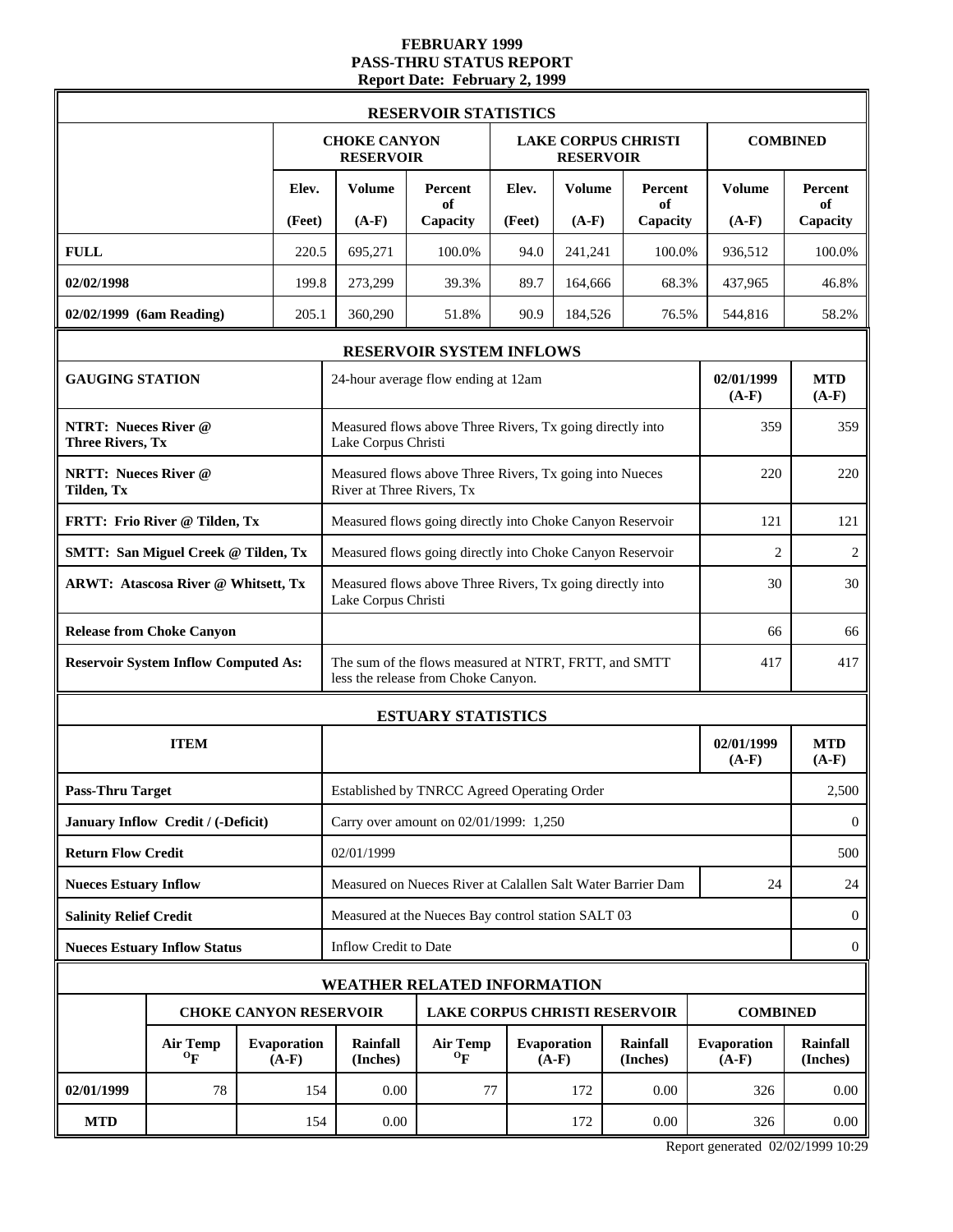# FEBRUARY 1999
# PASS-THRU STATUS REPORT
## Report Date: February 2, 1999

### RESERVOIR STATISTICS

| | CHOKE CANYON RESERVOIR | | | LAKE CORPUS CHRISTI RESERVOIR | | | COMBINED | |
|---|---|---|---|---|---|---|---|---|
| | Elev. (Feet) | Volume (A-F) | Percent of Capacity | Elev. (Feet) | Volume (A-F) | Percent of Capacity | Volume (A-F) | Percent of Capacity |
| **FULL** | 220.5 | 695,271 | 100.0% | 94.0 | 241,241 | 100.0% | 936,512 | 100.0% |
| **02/02/1998** | 199.8 | 273,299 | 39.3% | 89.7 | 164,666 | 68.3% | 437,965 | 46.8% |
| **02/02/1999 (6am Reading)** | 205.1 | 360,290 | 51.8% | 90.9 | 184,526 | 76.5% | 544,816 | 58.2% |

### RESERVOIR SYSTEM INFLOWS

| GAUGING STATION | 24-hour average flow ending at 12am | 02/01/1999 (A-F) | MTD (A-F) |
|---|---|---|---|
| **NTRT: Nueces River @ Three Rivers, Tx** | Measured flows above Three Rivers, Tx going directly into Lake Corpus Christi | 359 | 359 |
| **NRTT: Nueces River @ Tilden, Tx** | Measured flows above Three Rivers, Tx going into Nueces River at Three Rivers, Tx | 220 | 220 |
| **FRTT: Frio River @ Tilden, Tx** | Measured flows going directly into Choke Canyon Reservoir | 121 | 121 |
| **SMTT: San Miguel Creek @ Tilden, Tx** | Measured flows going directly into Choke Canyon Reservoir | 2 | 2 |
| **ARWT: Atascosa River @ Whitsett, Tx** | Measured flows above Three Rivers, Tx going directly into Lake Corpus Christi | 30 | 30 |
| **Release from Choke Canyon** | | 66 | 66 |
| **Reservoir System Inflow Computed As:** | The sum of the flows measured at NTRT, FRTT, and SMTT less the release from Choke Canyon. | 417 | 417 |

### ESTUARY STATISTICS

| ITEM | | 02/01/1999 (A-F) | MTD (A-F) |
|---|---|---|---|
| **Pass-Thru Target** | Established by TNRCC Agreed Operating Order | | 2,500 |
| **January Inflow Credit / (-Deficit)** | Carry over amount on 02/01/1999: 1,250 | | 0 |
| **Return Flow Credit** | 02/01/1999 | | 500 |
| **Nueces Estuary Inflow** | Measured on Nueces River at Calallen Salt Water Barrier Dam | 24 | 24 |
| **Salinity Relief Credit** | Measured at the Nueces Bay control station SALT 03 | | 0 |
| **Nueces Estuary Inflow Status** | Inflow Credit to Date | | 0 |

### WEATHER RELATED INFORMATION

| | CHOKE CANYON RESERVOIR | | | LAKE CORPUS CHRISTI RESERVOIR | | | COMBINED | |
|---|---|---|---|---|---|---|---|---|
| | Air Temp °F | Evaporation (A-F) | Rainfall (Inches) | Air Temp °F | Evaporation (A-F) | Rainfall (Inches) | Evaporation (A-F) | Rainfall (Inches) |
| **02/01/1999** | 78 | 154 | 0.00 | 77 | 172 | 0.00 | 326 | 0.00 |
| **MTD** | | 154 | 0.00 | | 172 | 0.00 | 326 | 0.00 |

Report generated 02/02/1999 10:29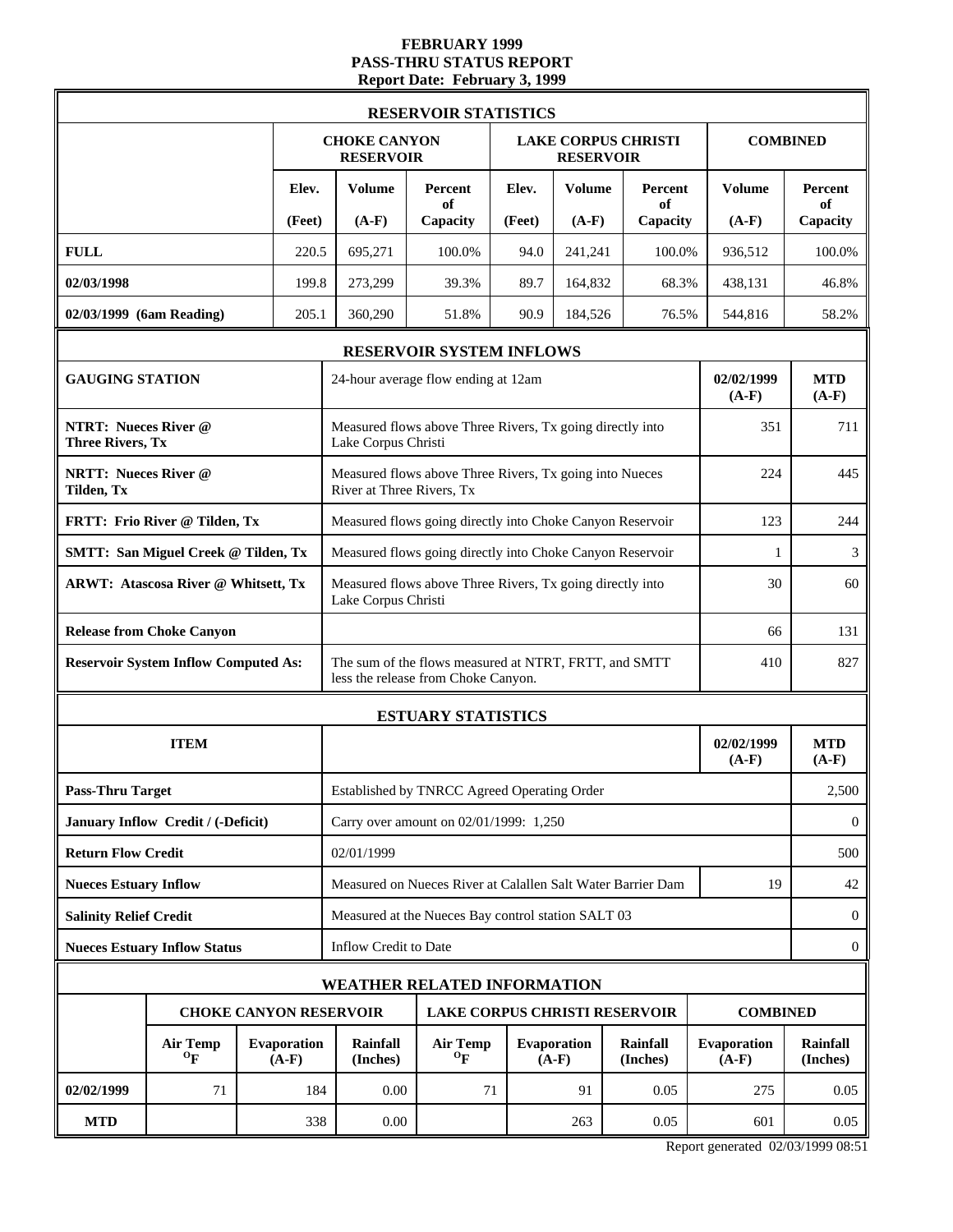# FEBRUARY 1999
## PASS-THRU STATUS REPORT
### Report Date: February 3, 1999

**RESERVOIR STATISTICS**

| | CHOKE CANYON RESERVOIR | | | LAKE CORPUS CHRISTI RESERVOIR | | | COMBINED | |
|---|---|---|---|---|---|---|---|---|
| | Elev. (Feet) | Volume (A-F) | Percent of Capacity | Elev. (Feet) | Volume (A-F) | Percent of Capacity | Volume (A-F) | Percent of Capacity |
| **FULL** | 220.5 | 695,271 | 100.0% | 94.0 | 241,241 | 100.0% | 936,512 | 100.0% |
| **02/03/1998** | 199.8 | 273,299 | 39.3% | 89.7 | 164,832 | 68.3% | 438,131 | 46.8% |
| **02/03/1999 (6am Reading)** | 205.1 | 360,290 | 51.8% | 90.9 | 184,526 | 76.5% | 544,816 | 58.2% |

**RESERVOIR SYSTEM INFLOWS**

| GAUGING STATION | 24-hour average flow ending at 12am | 02/02/1999 (A-F) | MTD (A-F) |
|---|---|---|---|
| **NTRT: Nueces River @ Three Rivers, Tx** | Measured flows above Three Rivers, Tx going directly into Lake Corpus Christi | 351 | 711 |
| **NRTT: Nueces River @ Tilden, Tx** | Measured flows above Three Rivers, Tx going into Nueces River at Three Rivers, Tx | 224 | 445 |
| **FRTT: Frio River @ Tilden, Tx** | Measured flows going directly into Choke Canyon Reservoir | 123 | 244 |
| **SMTT: San Miguel Creek @ Tilden, Tx** | Measured flows going directly into Choke Canyon Reservoir | 1 | 3 |
| **ARWT: Atascosa River @ Whitsett, Tx** | Measured flows above Three Rivers, Tx going directly into Lake Corpus Christi | 30 | 60 |
| **Release from Choke Canyon** | | 66 | 131 |
| **Reservoir System Inflow Computed As:** | The sum of the flows measured at NTRT, FRTT, and SMTT less the release from Choke Canyon. | 410 | 827 |

**ESTUARY STATISTICS**

| ITEM | | 02/02/1999 (A-F) | MTD (A-F) |
|---|---|---|---|
| **Pass-Thru Target** | Established by TNRCC Agreed Operating Order | | 2,500 |
| **January Inflow Credit / (-Deficit)** | Carry over amount on 02/01/1999: 1,250 | | 0 |
| **Return Flow Credit** | 02/01/1999 | | 500 |
| **Nueces Estuary Inflow** | Measured on Nueces River at Calallen Salt Water Barrier Dam | 19 | 42 |
| **Salinity Relief Credit** | Measured at the Nueces Bay control station SALT 03 | | 0 |
| **Nueces Estuary Inflow Status** | Inflow Credit to Date | | 0 |

**WEATHER RELATED INFORMATION**

| | CHOKE CANYON RESERVOIR | | | LAKE CORPUS CHRISTI RESERVOIR | | | COMBINED | |
|---|---|---|---|---|---|---|---|---|
| | Air Temp °F | Evaporation (A-F) | Rainfall (Inches) | Air Temp °F | Evaporation (A-F) | Rainfall (Inches) | Evaporation (A-F) | Rainfall (Inches) |
| **02/02/1999** | 71 | 184 | 0.00 | 71 | 91 | 0.05 | 275 | 0.05 |
| **MTD** | | 338 | 0.00 | | 263 | 0.05 | 601 | 0.05 |

Report generated 02/03/1999 08:51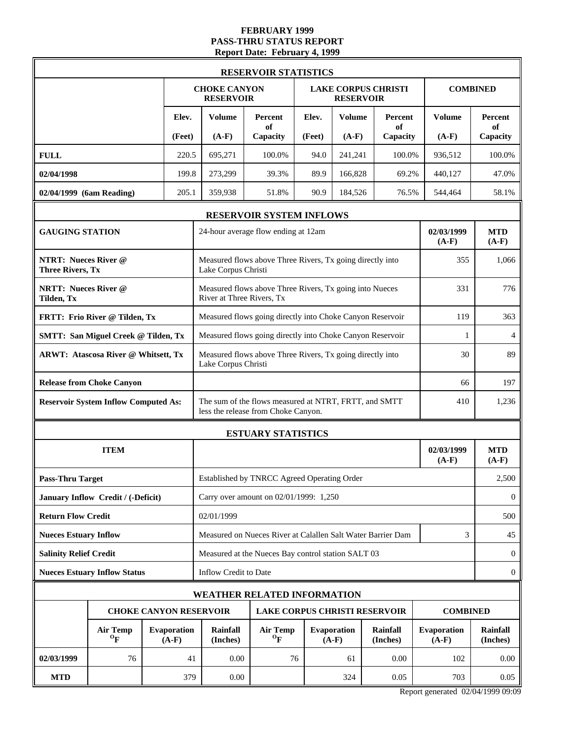# FEBRUARY 1999
# PASS-THRU STATUS REPORT
## Report Date: February 4, 1999

### RESERVOIR STATISTICS

| | CHOKE CANYON RESERVOIR | | | LAKE CORPUS CHRISTI RESERVOIR | | | COMBINED | |
|---|---|---|---|---|---|---|---|---|
| | Elev. (Feet) | Volume (A-F) | Percent of Capacity | Elev. (Feet) | Volume (A-F) | Percent of Capacity | Volume (A-F) | Percent of Capacity |
| **FULL** | 220.5 | 695,271 | 100.0% | 94.0 | 241,241 | 100.0% | 936,512 | 100.0% |
| **02/04/1998** | 199.8 | 273,299 | 39.3% | 89.9 | 166,828 | 69.2% | 440,127 | 47.0% |
| **02/04/1999 (6am Reading)** | 205.1 | 359,938 | 51.8% | 90.9 | 184,526 | 76.5% | 544,464 | 58.1% |

### RESERVOIR SYSTEM INFLOWS

| GAUGING STATION | 24-hour average flow ending at 12am | 02/03/1999 (A-F) | MTD (A-F) |
|---|---|---|---|
| **NTRT: Nueces River @ Three Rivers, Tx** | Measured flows above Three Rivers, Tx going directly into Lake Corpus Christi | 355 | 1,066 |
| **NRTT: Nueces River @ Tilden, Tx** | Measured flows above Three Rivers, Tx going into Nueces River at Three Rivers, Tx | 331 | 776 |
| **FRTT: Frio River @ Tilden, Tx** | Measured flows going directly into Choke Canyon Reservoir | 119 | 363 |
| **SMTT: San Miguel Creek @ Tilden, Tx** | Measured flows going directly into Choke Canyon Reservoir | 1 | 4 |
| **ARWT: Atascosa River @ Whitsett, Tx** | Measured flows above Three Rivers, Tx going directly into Lake Corpus Christi | 30 | 89 |
| **Release from Choke Canyon** | | 66 | 197 |
| **Reservoir System Inflow Computed As:** | The sum of the flows measured at NTRT, FRTT, and SMTT less the release from Choke Canyon. | 410 | 1,236 |

### ESTUARY STATISTICS

| ITEM | | 02/03/1999 (A-F) | MTD (A-F) |
|---|---|---|---|
| **Pass-Thru Target** | Established by TNRCC Agreed Operating Order | | 2,500 |
| **January Inflow Credit / (-Deficit)** | Carry over amount on 02/01/1999: 1,250 | | 0 |
| **Return Flow Credit** | 02/01/1999 | | 500 |
| **Nueces Estuary Inflow** | Measured on Nueces River at Calallen Salt Water Barrier Dam | 3 | 45 |
| **Salinity Relief Credit** | Measured at the Nueces Bay control station SALT 03 | | 0 |
| **Nueces Estuary Inflow Status** | Inflow Credit to Date | | 0 |

### WEATHER RELATED INFORMATION

| | CHOKE CANYON RESERVOIR | | | LAKE CORPUS CHRISTI RESERVOIR | | | COMBINED | |
|---|---|---|---|---|---|---|---|---|
| | Air Temp °F | Evaporation (A-F) | Rainfall (Inches) | Air Temp °F | Evaporation (A-F) | Rainfall (Inches) | Evaporation (A-F) | Rainfall (Inches) |
| **02/03/1999** | 76 | 41 | 0.00 | 76 | 61 | 0.00 | 102 | 0.00 |
| **MTD** | | 379 | 0.00 | | 324 | 0.05 | 703 | 0.05 |

Report generated 02/04/1999 09:09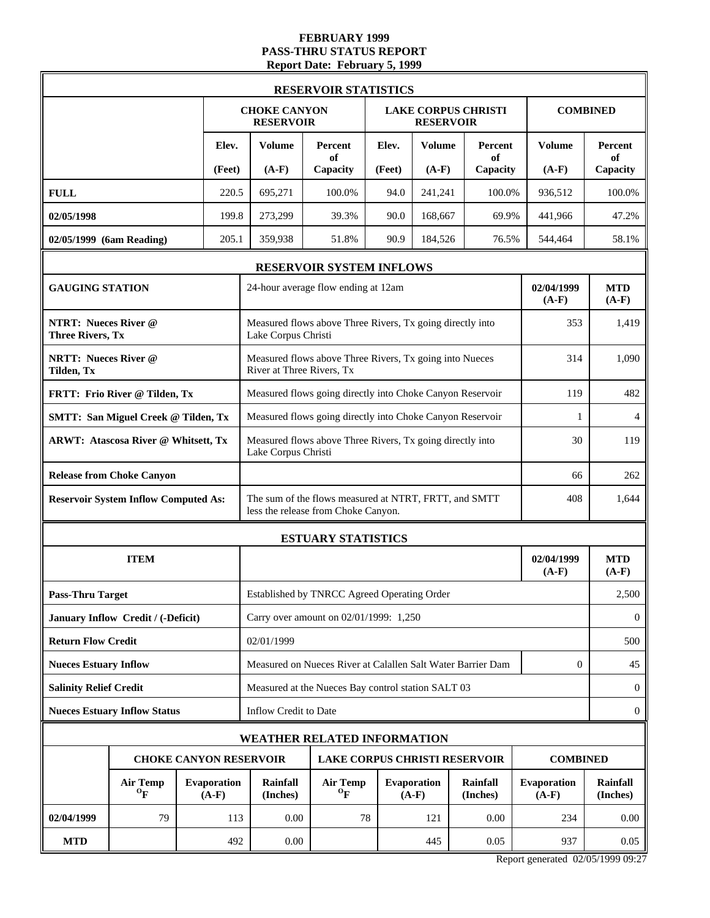# FEBRUARY 1999
## PASS-THRU STATUS REPORT
### Report Date: February 5, 1999

## RESERVOIR STATISTICS

| | CHOKE CANYON RESERVOIR | | | LAKE CORPUS CHRISTI RESERVOIR | | | COMBINED | |
|---|---|---|---|---|---|---|---|---|
| | Elev. (Feet) | Volume (A-F) | Percent of Capacity | Elev. (Feet) | Volume (A-F) | Percent of Capacity | Volume (A-F) | Percent of Capacity |
| **FULL** | 220.5 | 695,271 | 100.0% | 94.0 | 241,241 | 100.0% | 936,512 | 100.0% |
| **02/05/1998** | 199.8 | 273,299 | 39.3% | 90.0 | 168,667 | 69.9% | 441,966 | 47.2% |
| **02/05/1999 (6am Reading)** | 205.1 | 359,938 | 51.8% | 90.9 | 184,526 | 76.5% | 544,464 | 58.1% |

## RESERVOIR SYSTEM INFLOWS

| GAUGING STATION | 24-hour average flow ending at 12am | 02/04/1999 (A-F) | MTD (A-F) |
|---|---|---|---|
| **NTRT: Nueces River @ Three Rivers, Tx** | Measured flows above Three Rivers, Tx going directly into Lake Corpus Christi | 353 | 1,419 |
| **NRTT: Nueces River @ Tilden, Tx** | Measured flows above Three Rivers, Tx going into Nueces River at Three Rivers, Tx | 314 | 1,090 |
| **FRTT: Frio River @ Tilden, Tx** | Measured flows going directly into Choke Canyon Reservoir | 119 | 482 |
| **SMTT: San Miguel Creek @ Tilden, Tx** | Measured flows going directly into Choke Canyon Reservoir | 1 | 4 |
| **ARWT: Atascosa River @ Whitsett, Tx** | Measured flows above Three Rivers, Tx going directly into Lake Corpus Christi | 30 | 119 |
| **Release from Choke Canyon** | | 66 | 262 |
| **Reservoir System Inflow Computed As:** | The sum of the flows measured at NTRT, FRTT, and SMTT less the release from Choke Canyon. | 408 | 1,644 |

## ESTUARY STATISTICS

| ITEM | | 02/04/1999 (A-F) | MTD (A-F) |
|---|---|---|---|
| **Pass-Thru Target** | Established by TNRCC Agreed Operating Order | | 2,500 |
| **January Inflow Credit / (-Deficit)** | Carry over amount on 02/01/1999: 1,250 | | 0 |
| **Return Flow Credit** | 02/01/1999 | | 500 |
| **Nueces Estuary Inflow** | Measured on Nueces River at Calallen Salt Water Barrier Dam | 0 | 45 |
| **Salinity Relief Credit** | Measured at the Nueces Bay control station SALT 03 | | 0 |
| **Nueces Estuary Inflow Status** | Inflow Credit to Date | | 0 |

## WEATHER RELATED INFORMATION

| | CHOKE CANYON RESERVOIR | | | LAKE CORPUS CHRISTI RESERVOIR | | | COMBINED | |
|---|---|---|---|---|---|---|---|---|
| | Air Temp °F | Evaporation (A-F) | Rainfall (Inches) | Air Temp °F | Evaporation (A-F) | Rainfall (Inches) | Evaporation (A-F) | Rainfall (Inches) |
| **02/04/1999** | 79 | 113 | 0.00 | 78 | 121 | 0.00 | 234 | 0.00 |
| **MTD** | | 492 | 0.00 | | 445 | 0.05 | 937 | 0.05 |

Report generated 02/05/1999 09:27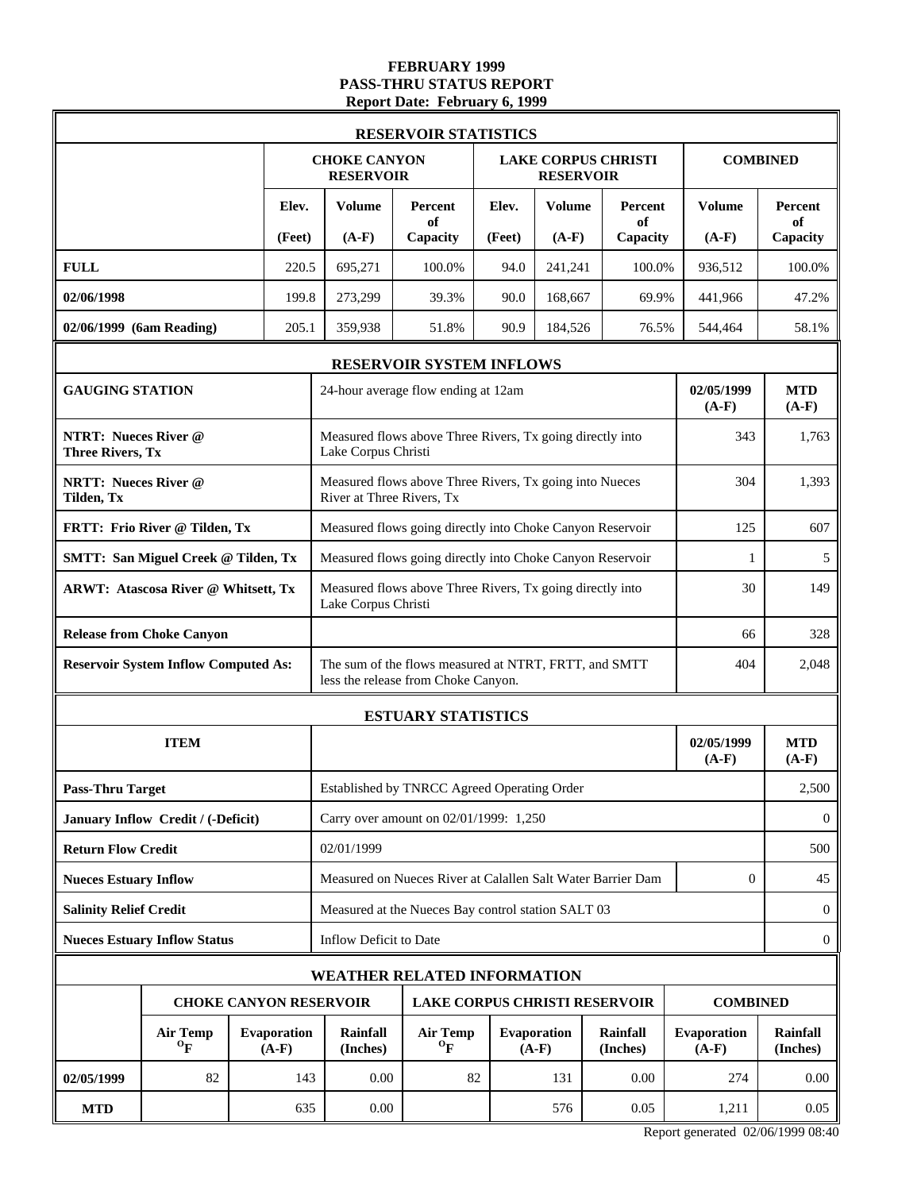# FEBRUARY 1999
## PASS-THRU STATUS REPORT
### Report Date: February 6, 1999

| RESERVOIR STATISTICS | | | | | | | | |
|---|---|---|---|---|---|---|---|---|
| | CHOKE CANYON RESERVOIR | | | LAKE CORPUS CHRISTI RESERVOIR | | | COMBINED | |
| | Elev. (Feet) | Volume (A-F) | Percent of Capacity | Elev. (Feet) | Volume (A-F) | Percent of Capacity | Volume (A-F) | Percent of Capacity |
| **FULL** | 220.5 | 695,271 | 100.0% | 94.0 | 241,241 | 100.0% | 936,512 | 100.0% |
| **02/06/1998** | 199.8 | 273,299 | 39.3% | 90.0 | 168,667 | 69.9% | 441,966 | 47.2% |
| **02/06/1999 (6am Reading)** | 205.1 | 359,938 | 51.8% | 90.9 | 184,526 | 76.5% | 544,464 | 58.1% |

| RESERVOIR SYSTEM INFLOWS | | | |
|---|---|---|---|
| **GAUGING STATION** | 24-hour average flow ending at 12am | **02/05/1999 (A-F)** | **MTD (A-F)** |
| **NTRT: Nueces River @ Three Rivers, Tx** | Measured flows above Three Rivers, Tx going directly into Lake Corpus Christi | 343 | 1,763 |
| **NRTT: Nueces River @ Tilden, Tx** | Measured flows above Three Rivers, Tx going into Nueces River at Three Rivers, Tx | 304 | 1,393 |
| **FRTT: Frio River @ Tilden, Tx** | Measured flows going directly into Choke Canyon Reservoir | 125 | 607 |
| **SMTT: San Miguel Creek @ Tilden, Tx** | Measured flows going directly into Choke Canyon Reservoir | 1 | 5 |
| **ARWT: Atascosa River @ Whitsett, Tx** | Measured flows above Three Rivers, Tx going directly into Lake Corpus Christi | 30 | 149 |
| **Release from Choke Canyon** | | 66 | 328 |
| **Reservoir System Inflow Computed As:** | The sum of the flows measured at NTRT, FRTT, and SMTT less the release from Choke Canyon. | 404 | 2,048 |

| ESTUARY STATISTICS | | | |
|---|---|---|---|
| **ITEM** | | **02/05/1999 (A-F)** | **MTD (A-F)** |
| **Pass-Thru Target** | Established by TNRCC Agreed Operating Order | | 2,500 |
| **January Inflow Credit / (-Deficit)** | Carry over amount on 02/01/1999: 1,250 | | 0 |
| **Return Flow Credit** | 02/01/1999 | | 500 |
| **Nueces Estuary Inflow** | Measured on Nueces River at Calallen Salt Water Barrier Dam | 0 | 45 |
| **Salinity Relief Credit** | Measured at the Nueces Bay control station SALT 03 | | 0 |
| **Nueces Estuary Inflow Status** | Inflow Deficit to Date | | 0 |

| WEATHER RELATED INFORMATION | | | | | | | | |
|---|---|---|---|---|---|---|---|---|
| | CHOKE CANYON RESERVOIR | | | LAKE CORPUS CHRISTI RESERVOIR | | | COMBINED | |
| | Air Temp $^{o}$F | Evaporation (A-F) | Rainfall (Inches) | Air Temp $^{o}$F | Evaporation (A-F) | Rainfall (Inches) | Evaporation (A-F) | Rainfall (Inches) |
| **02/05/1999** | 82 | 143 | 0.00 | 82 | 131 | 0.00 | 274 | 0.00 |
| **MTD** | | 635 | 0.00 | | 576 | 0.05 | 1,211 | 0.05 |

Report generated 02/06/1999 08:40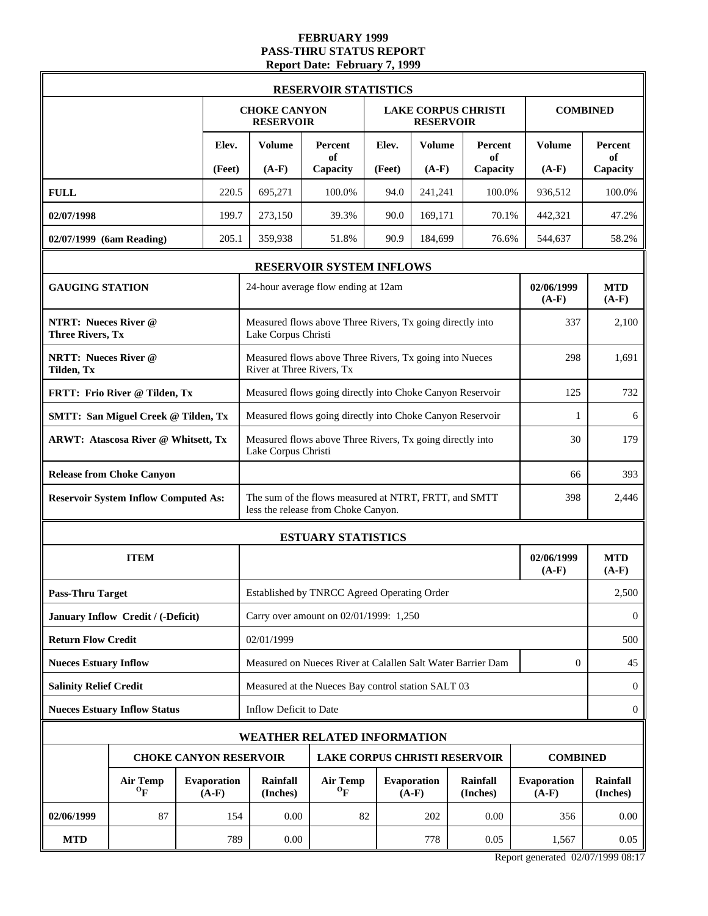# FEBRUARY 1999
## PASS-THRU STATUS REPORT
### Report Date: February 7, 1999

## RESERVOIR STATISTICS

| | CHOKE CANYON RESERVOIR | | | LAKE CORPUS CHRISTI RESERVOIR | | | COMBINED | |
|---|---|---|---|---|---|---|---|---|
| | Elev. (Feet) | Volume (A-F) | Percent of Capacity | Elev. (Feet) | Volume (A-F) | Percent of Capacity | Volume (A-F) | Percent of Capacity |
| **FULL** | 220.5 | 695,271 | 100.0% | 94.0 | 241,241 | 100.0% | 936,512 | 100.0% |
| **02/07/1998** | 199.7 | 273,150 | 39.3% | 90.0 | 169,171 | 70.1% | 442,321 | 47.2% |
| **02/07/1999 (6am Reading)** | 205.1 | 359,938 | 51.8% | 90.9 | 184,699 | 76.6% | 544,637 | 58.2% |

## RESERVOIR SYSTEM INFLOWS

| GAUGING STATION | 24-hour average flow ending at 12am | 02/06/1999 (A-F) | MTD (A-F) |
|---|---|---|---|
| **NTRT: Nueces River @ Three Rivers, Tx** | Measured flows above Three Rivers, Tx going directly into Lake Corpus Christi | 337 | 2,100 |
| **NRTT: Nueces River @ Tilden, Tx** | Measured flows above Three Rivers, Tx going into Nueces River at Three Rivers, Tx | 298 | 1,691 |
| **FRTT: Frio River @ Tilden, Tx** | Measured flows going directly into Choke Canyon Reservoir | 125 | 732 |
| **SMTT: San Miguel Creek @ Tilden, Tx** | Measured flows going directly into Choke Canyon Reservoir | 1 | 6 |
| **ARWT: Atascosa River @ Whitsett, Tx** | Measured flows above Three Rivers, Tx going directly into Lake Corpus Christi | 30 | 179 |
| **Release from Choke Canyon** | | 66 | 393 |
| **Reservoir System Inflow Computed As:** | The sum of the flows measured at NTRT, FRTT, and SMTT less the release from Choke Canyon. | 398 | 2,446 |

## ESTUARY STATISTICS

| ITEM | | 02/06/1999 (A-F) | MTD (A-F) |
|---|---|---|---|
| **Pass-Thru Target** | Established by TNRCC Agreed Operating Order | | 2,500 |
| **January Inflow Credit / (-Deficit)** | Carry over amount on 02/01/1999: 1,250 | | 0 |
| **Return Flow Credit** | 02/01/1999 | | 500 |
| **Nueces Estuary Inflow** | Measured on Nueces River at Calallen Salt Water Barrier Dam | 0 | 45 |
| **Salinity Relief Credit** | Measured at the Nueces Bay control station SALT 03 | | 0 |
| **Nueces Estuary Inflow Status** | Inflow Deficit to Date | | 0 |

## WEATHER RELATED INFORMATION

| | CHOKE CANYON RESERVOIR | | | LAKE CORPUS CHRISTI RESERVOIR | | | COMBINED | |
|---|---|---|---|---|---|---|---|---|
| | Air Temp °F | Evaporation (A-F) | Rainfall (Inches) | Air Temp °F | Evaporation (A-F) | Rainfall (Inches) | Evaporation (A-F) | Rainfall (Inches) |
| **02/06/1999** | 87 | 154 | 0.00 | 82 | 202 | 0.00 | 356 | 0.00 |
| **MTD** | | 789 | 0.00 | | 778 | 0.05 | 1,567 | 0.05 |

Report generated 02/07/1999 08:17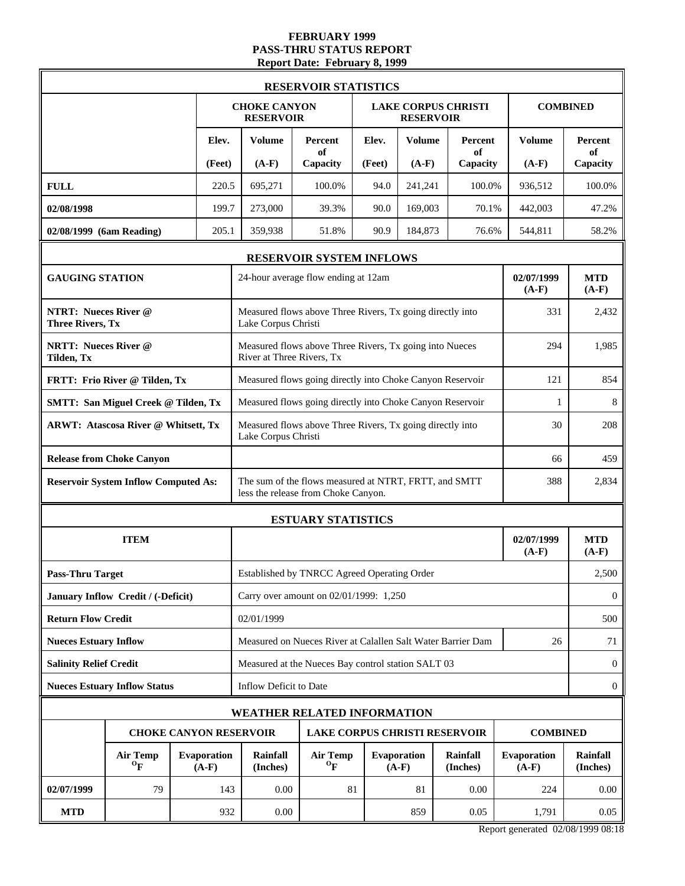# FEBRUARY 1999
## PASS-THRU STATUS REPORT
### Report Date: February 8, 1999

**RESERVOIR STATISTICS**

| | CHOKE CANYON RESERVOIR | | | LAKE CORPUS CHRISTI RESERVOIR | | | COMBINED | |
|---|---|---|---|---|---|---|---|---|
| | Elev. (Feet) | Volume (A-F) | Percent of Capacity | Elev. (Feet) | Volume (A-F) | Percent of Capacity | Volume (A-F) | Percent of Capacity |
| **FULL** | 220.5 | 695,271 | 100.0% | 94.0 | 241,241 | 100.0% | 936,512 | 100.0% |
| **02/08/1998** | 199.7 | 273,000 | 39.3% | 90.0 | 169,003 | 70.1% | 442,003 | 47.2% |
| **02/08/1999 (6am Reading)** | 205.1 | 359,938 | 51.8% | 90.9 | 184,873 | 76.6% | 544,811 | 58.2% |

**RESERVOIR SYSTEM INFLOWS**

| GAUGING STATION | 24-hour average flow ending at 12am | 02/07/1999 (A-F) | MTD (A-F) |
|---|---|---|---|
| **NTRT: Nueces River @ Three Rivers, Tx** | Measured flows above Three Rivers, Tx going directly into Lake Corpus Christi | 331 | 2,432 |
| **NRTT: Nueces River @ Tilden, Tx** | Measured flows above Three Rivers, Tx going into Nueces River at Three Rivers, Tx | 294 | 1,985 |
| **FRTT: Frio River @ Tilden, Tx** | Measured flows going directly into Choke Canyon Reservoir | 121 | 854 |
| **SMTT: San Miguel Creek @ Tilden, Tx** | Measured flows going directly into Choke Canyon Reservoir | 1 | 8 |
| **ARWT: Atascosa River @ Whitsett, Tx** | Measured flows above Three Rivers, Tx going directly into Lake Corpus Christi | 30 | 208 |
| **Release from Choke Canyon** | | 66 | 459 |
| **Reservoir System Inflow Computed As:** | The sum of the flows measured at NTRT, FRTT, and SMTT less the release from Choke Canyon. | 388 | 2,834 |

**ESTUARY STATISTICS**

| ITEM | | 02/07/1999 (A-F) | MTD (A-F) |
|---|---|---|---|
| **Pass-Thru Target** | Established by TNRCC Agreed Operating Order | | 2,500 |
| **January Inflow Credit / (-Deficit)** | Carry over amount on 02/01/1999: 1,250 | | 0 |
| **Return Flow Credit** | 02/01/1999 | | 500 |
| **Nueces Estuary Inflow** | Measured on Nueces River at Calallen Salt Water Barrier Dam | 26 | 71 |
| **Salinity Relief Credit** | Measured at the Nueces Bay control station SALT 03 | | 0 |
| **Nueces Estuary Inflow Status** | Inflow Deficit to Date | | 0 |

**WEATHER RELATED INFORMATION**

| | CHOKE CANYON RESERVOIR | | | LAKE CORPUS CHRISTI RESERVOIR | | | COMBINED | |
|---|---|---|---|---|---|---|---|---|
| | Air Temp $^{o}$F | Evaporation (A-F) | Rainfall (Inches) | Air Temp $^{o}$F | Evaporation (A-F) | Rainfall (Inches) | Evaporation (A-F) | Rainfall (Inches) |
| **02/07/1999** | 79 | 143 | 0.00 | 81 | 81 | 0.00 | 224 | 0.00 |
| **MTD** | | 932 | 0.00 | | 859 | 0.05 | 1,791 | 0.05 |

Report generated 02/08/1999 08:18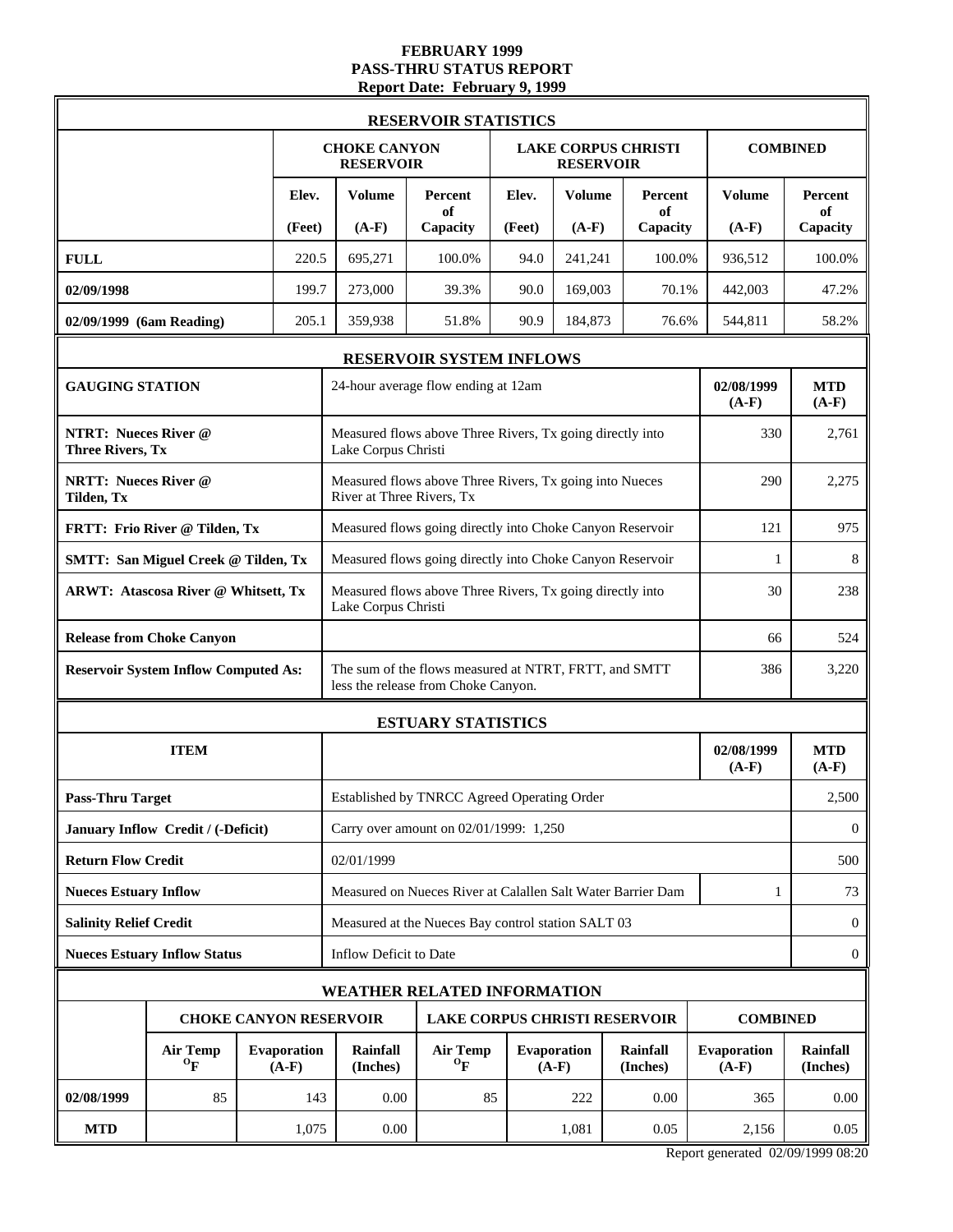# FEBRUARY 1999
## PASS-THRU STATUS REPORT
### Report Date: February 9, 1999

## RESERVOIR STATISTICS

| | CHOKE CANYON RESERVOIR | | | LAKE CORPUS CHRISTI RESERVOIR | | | COMBINED | |
|---|---|---|---|---|---|---|---|---|
| | Elev. (Feet) | Volume (A-F) | Percent of Capacity | Elev. (Feet) | Volume (A-F) | Percent of Capacity | Volume (A-F) | Percent of Capacity |
| **FULL** | 220.5 | 695,271 | 100.0% | 94.0 | 241,241 | 100.0% | 936,512 | 100.0% |
| **02/09/1998** | 199.7 | 273,000 | 39.3% | 90.0 | 169,003 | 70.1% | 442,003 | 47.2% |
| **02/09/1999 (6am Reading)** | 205.1 | 359,938 | 51.8% | 90.9 | 184,873 | 76.6% | 544,811 | 58.2% |

## RESERVOIR SYSTEM INFLOWS

| GAUGING STATION | 24-hour average flow ending at 12am | 02/08/1999 (A-F) | MTD (A-F) |
|---|---|---|---|
| **NTRT: Nueces River @ Three Rivers, Tx** | Measured flows above Three Rivers, Tx going directly into Lake Corpus Christi | 330 | 2,761 |
| **NRTT: Nueces River @ Tilden, Tx** | Measured flows above Three Rivers, Tx going into Nueces River at Three Rivers, Tx | 290 | 2,275 |
| **FRTT: Frio River @ Tilden, Tx** | Measured flows going directly into Choke Canyon Reservoir | 121 | 975 |
| **SMTT: San Miguel Creek @ Tilden, Tx** | Measured flows going directly into Choke Canyon Reservoir | 1 | 8 |
| **ARWT: Atascosa River @ Whitsett, Tx** | Measured flows above Three Rivers, Tx going directly into Lake Corpus Christi | 30 | 238 |
| **Release from Choke Canyon** | | 66 | 524 |
| **Reservoir System Inflow Computed As:** | The sum of the flows measured at NTRT, FRTT, and SMTT less the release from Choke Canyon. | 386 | 3,220 |

## ESTUARY STATISTICS

| ITEM | | 02/08/1999 (A-F) | MTD (A-F) |
|---|---|---|---|
| **Pass-Thru Target** | Established by TNRCC Agreed Operating Order | | 2,500 |
| **January Inflow Credit / (-Deficit)** | Carry over amount on 02/01/1999: 1,250 | | 0 |
| **Return Flow Credit** | 02/01/1999 | | 500 |
| **Nueces Estuary Inflow** | Measured on Nueces River at Calallen Salt Water Barrier Dam | 1 | 73 |
| **Salinity Relief Credit** | Measured at the Nueces Bay control station SALT 03 | | 0 |
| **Nueces Estuary Inflow Status** | Inflow Deficit to Date | | 0 |

## WEATHER RELATED INFORMATION

| | CHOKE CANYON RESERVOIR | | | LAKE CORPUS CHRISTI RESERVOIR | | | COMBINED | |
|---|---|---|---|---|---|---|---|---|
| | Air Temp °F | Evaporation (A-F) | Rainfall (Inches) | Air Temp °F | Evaporation (A-F) | Rainfall (Inches) | Evaporation (A-F) | Rainfall (Inches) |
| **02/08/1999** | 85 | 143 | 0.00 | 85 | 222 | 0.00 | 365 | 0.00 |
| **MTD** | | 1,075 | 0.00 | | 1,081 | 0.05 | 2,156 | 0.05 |

Report generated 02/09/1999 08:20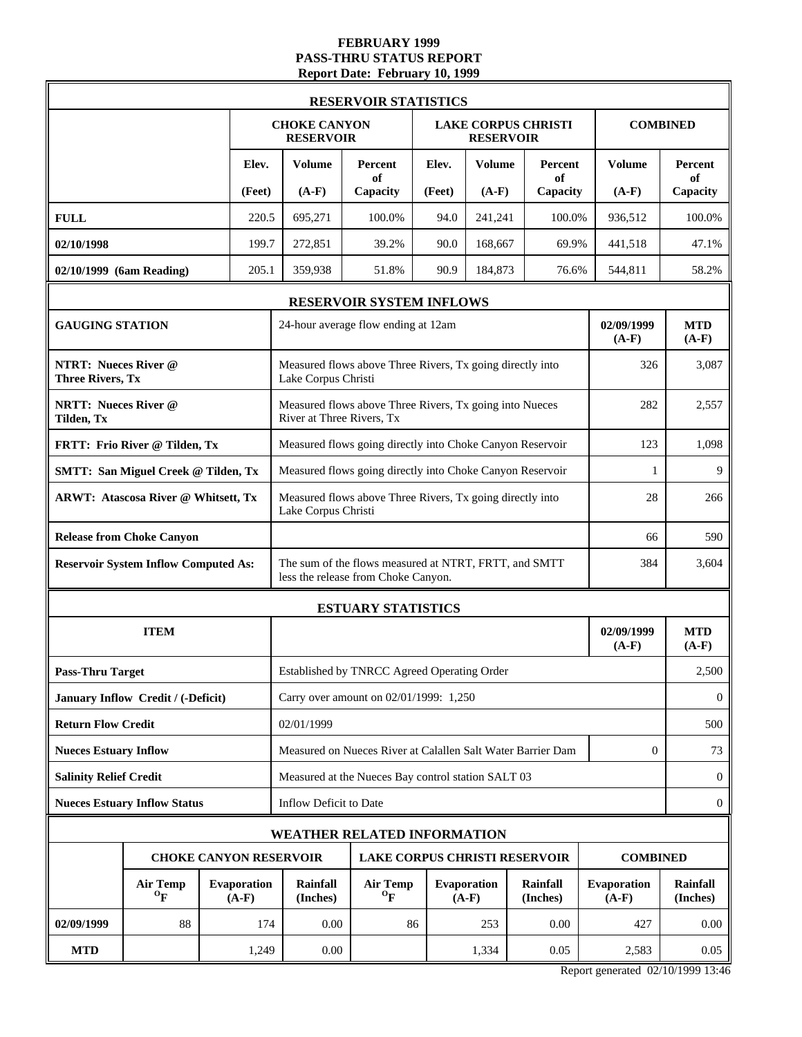# FEBRUARY 1999
# PASS-THRU STATUS REPORT
**Report Date: February 10, 1999**

## RESERVOIR STATISTICS

| | CHOKE CANYON RESERVOIR | | | LAKE CORPUS CHRISTI RESERVOIR | | | COMBINED | |
|---|---|---|---|---|---|---|---|---|
| | Elev. (Feet) | Volume (A-F) | Percent of Capacity | Elev. (Feet) | Volume (A-F) | Percent of Capacity | Volume (A-F) | Percent of Capacity |
| **FULL** | 220.5 | 695,271 | 100.0% | 94.0 | 241,241 | 100.0% | 936,512 | 100.0% |
| **02/10/1998** | 199.7 | 272,851 | 39.2% | 90.0 | 168,667 | 69.9% | 441,518 | 47.1% |
| **02/10/1999 (6am Reading)** | 205.1 | 359,938 | 51.8% | 90.9 | 184,873 | 76.6% | 544,811 | 58.2% |

## RESERVOIR SYSTEM INFLOWS

| GAUGING STATION | 24-hour average flow ending at 12am | 02/09/1999 (A-F) | MTD (A-F) |
|---|---|---|---|
| **NTRT: Nueces River @ Three Rivers, Tx** | Measured flows above Three Rivers, Tx going directly into Lake Corpus Christi | 326 | 3,087 |
| **NRTT: Nueces River @ Tilden, Tx** | Measured flows above Three Rivers, Tx going into Nueces River at Three Rivers, Tx | 282 | 2,557 |
| **FRTT: Frio River @ Tilden, Tx** | Measured flows going directly into Choke Canyon Reservoir | 123 | 1,098 |
| **SMTT: San Miguel Creek @ Tilden, Tx** | Measured flows going directly into Choke Canyon Reservoir | 1 | 9 |
| **ARWT: Atascosa River @ Whitsett, Tx** | Measured flows above Three Rivers, Tx going directly into Lake Corpus Christi | 28 | 266 |
| **Release from Choke Canyon** | | 66 | 590 |
| **Reservoir System Inflow Computed As:** | The sum of the flows measured at NTRT, FRTT, and SMTT less the release from Choke Canyon. | 384 | 3,604 |

## ESTUARY STATISTICS

| ITEM | | 02/09/1999 (A-F) | MTD (A-F) |
|---|---|---|---|
| **Pass-Thru Target** | Established by TNRCC Agreed Operating Order | | 2,500 |
| **January Inflow Credit / (-Deficit)** | Carry over amount on 02/01/1999: 1,250 | | 0 |
| **Return Flow Credit** | 02/01/1999 | | 500 |
| **Nueces Estuary Inflow** | Measured on Nueces River at Calallen Salt Water Barrier Dam | 0 | 73 |
| **Salinity Relief Credit** | Measured at the Nueces Bay control station SALT 03 | | 0 |
| **Nueces Estuary Inflow Status** | Inflow Deficit to Date | | 0 |

## WEATHER RELATED INFORMATION

| | CHOKE CANYON RESERVOIR | | | LAKE CORPUS CHRISTI RESERVOIR | | | COMBINED | |
|---|---|---|---|---|---|---|---|---|
| | Air Temp °F | Evaporation (A-F) | Rainfall (Inches) | Air Temp °F | Evaporation (A-F) | Rainfall (Inches) | Evaporation (A-F) | Rainfall (Inches) |
| **02/09/1999** | 88 | 174 | 0.00 | 86 | 253 | 0.00 | 427 | 0.00 |
| **MTD** | | 1,249 | 0.00 | | 1,334 | 0.05 | 2,583 | 0.05 |

Report generated 02/10/1999 13:46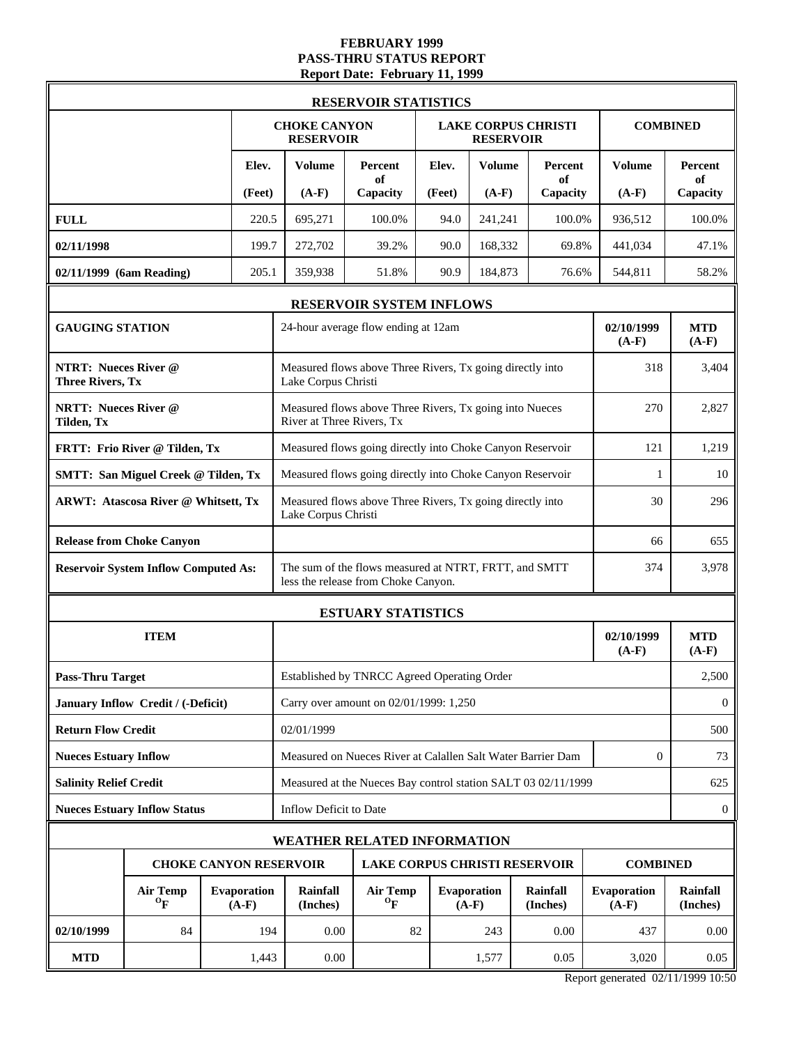# FEBRUARY 1999
## PASS-THRU STATUS REPORT
### Report Date: February 11, 1999

## RESERVOIR STATISTICS

| | CHOKE CANYON RESERVOIR | | | LAKE CORPUS CHRISTI RESERVOIR | | | COMBINED | |
|---|---|---|---|---|---|---|---|---|
| | Elev. (Feet) | Volume (A-F) | Percent of Capacity | Elev. (Feet) | Volume (A-F) | Percent of Capacity | Volume (A-F) | Percent of Capacity |
| **FULL** | 220.5 | 695,271 | 100.0% | 94.0 | 241,241 | 100.0% | 936,512 | 100.0% |
| **02/11/1998** | 199.7 | 272,702 | 39.2% | 90.0 | 168,332 | 69.8% | 441,034 | 47.1% |
| **02/11/1999 (6am Reading)** | 205.1 | 359,938 | 51.8% | 90.9 | 184,873 | 76.6% | 544,811 | 58.2% |

## RESERVOIR SYSTEM INFLOWS

| GAUGING STATION | 24-hour average flow ending at 12am | 02/10/1999 (A-F) | MTD (A-F) |
|---|---|---|---|
| **NTRT: Nueces River @ Three Rivers, Tx** | Measured flows above Three Rivers, Tx going directly into Lake Corpus Christi | 318 | 3,404 |
| **NRTT: Nueces River @ Tilden, Tx** | Measured flows above Three Rivers, Tx going into Nueces River at Three Rivers, Tx | 270 | 2,827 |
| **FRTT: Frio River @ Tilden, Tx** | Measured flows going directly into Choke Canyon Reservoir | 121 | 1,219 |
| **SMTT: San Miguel Creek @ Tilden, Tx** | Measured flows going directly into Choke Canyon Reservoir | 1 | 10 |
| **ARWT: Atascosa River @ Whitsett, Tx** | Measured flows above Three Rivers, Tx going directly into Lake Corpus Christi | 30 | 296 |
| **Release from Choke Canyon** | | 66 | 655 |
| **Reservoir System Inflow Computed As:** | The sum of the flows measured at NTRT, FRTT, and SMTT less the release from Choke Canyon. | 374 | 3,978 |

## ESTUARY STATISTICS

| ITEM | | 02/10/1999 (A-F) | MTD (A-F) |
|---|---|---|---|
| **Pass-Thru Target** | Established by TNRCC Agreed Operating Order | | 2,500 |
| **January Inflow Credit / (-Deficit)** | Carry over amount on 02/01/1999: 1,250 | | 0 |
| **Return Flow Credit** | 02/01/1999 | | 500 |
| **Nueces Estuary Inflow** | Measured on Nueces River at Calallen Salt Water Barrier Dam | 0 | 73 |
| **Salinity Relief Credit** | Measured at the Nueces Bay control station SALT 03 02/11/1999 | | 625 |
| **Nueces Estuary Inflow Status** | Inflow Deficit to Date | | 0 |

## WEATHER RELATED INFORMATION

| | CHOKE CANYON RESERVOIR | | | LAKE CORPUS CHRISTI RESERVOIR | | | COMBINED | |
|---|---|---|---|---|---|---|---|---|
| | Air Temp °F | Evaporation (A-F) | Rainfall (Inches) | Air Temp °F | Evaporation (A-F) | Rainfall (Inches) | Evaporation (A-F) | Rainfall (Inches) |
| **02/10/1999** | 84 | 194 | 0.00 | 82 | 243 | 0.00 | 437 | 0.00 |
| **MTD** | | 1,443 | 0.00 | | 1,577 | 0.05 | 3,020 | 0.05 |

Report generated 02/11/1999 10:50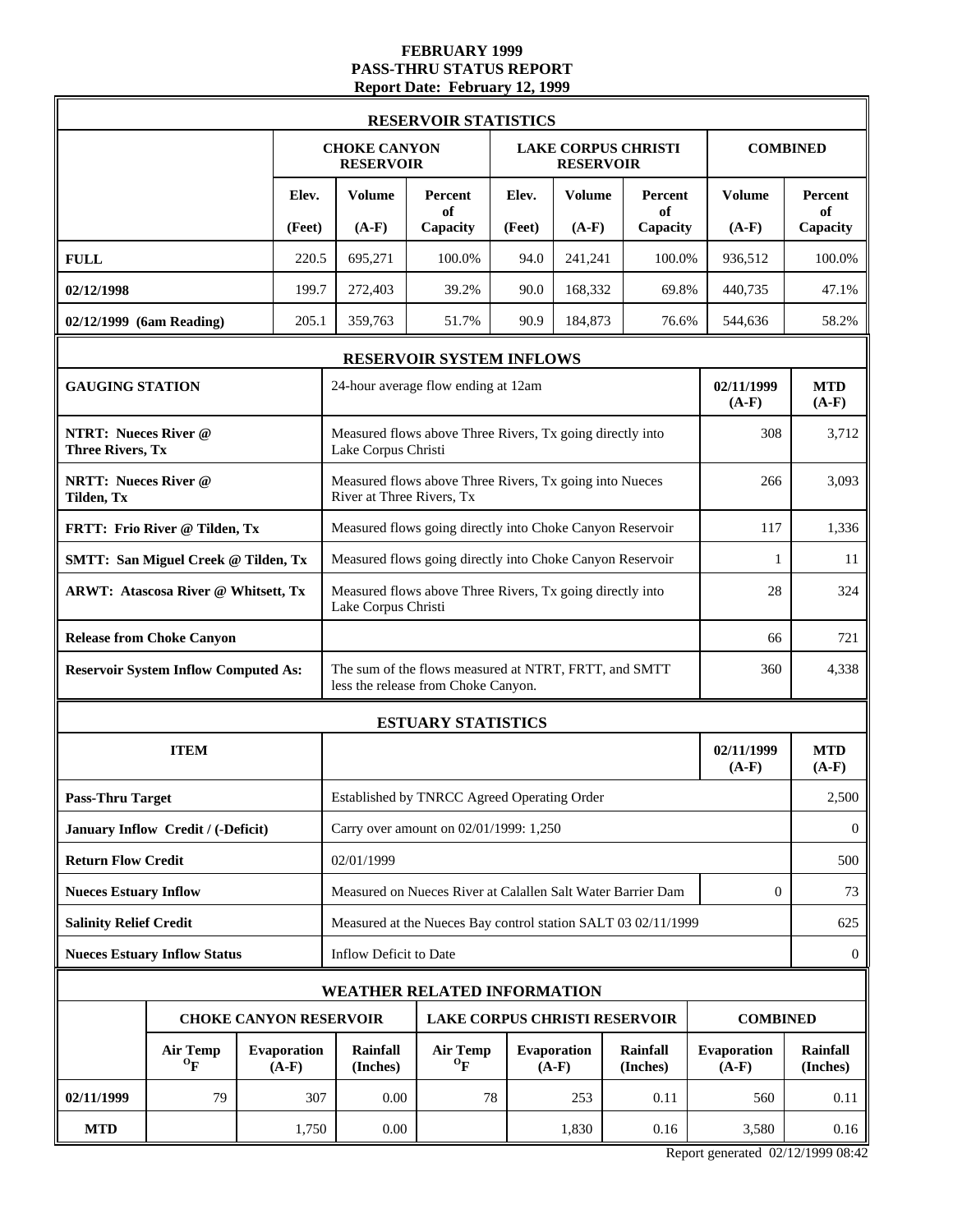**FEBRUARY 1999**
**PASS-THRU STATUS REPORT**
**Report Date: February 12, 1999**

## RESERVOIR STATISTICS

| | CHOKE CANYON RESERVOIR | | | LAKE CORPUS CHRISTI RESERVOIR | | | COMBINED | |
|---|---|---|---|---|---|---|---|---|
| | Elev. (Feet) | Volume (A-F) | Percent of Capacity | Elev. (Feet) | Volume (A-F) | Percent of Capacity | Volume (A-F) | Percent of Capacity |
| **FULL** | 220.5 | 695,271 | 100.0% | 94.0 | 241,241 | 100.0% | 936,512 | 100.0% |
| **02/12/1998** | 199.7 | 272,403 | 39.2% | 90.0 | 168,332 | 69.8% | 440,735 | 47.1% |
| **02/12/1999 (6am Reading)** | 205.1 | 359,763 | 51.7% | 90.9 | 184,873 | 76.6% | 544,636 | 58.2% |

## RESERVOIR SYSTEM INFLOWS

| GAUGING STATION | 24-hour average flow ending at 12am | 02/11/1999 (A-F) | MTD (A-F) |
|---|---|---|---|
| **NTRT: Nueces River @ Three Rivers, Tx** | Measured flows above Three Rivers, Tx going directly into Lake Corpus Christi | 308 | 3,712 |
| **NRTT: Nueces River @ Tilden, Tx** | Measured flows above Three Rivers, Tx going into Nueces River at Three Rivers, Tx | 266 | 3,093 |
| **FRTT: Frio River @ Tilden, Tx** | Measured flows going directly into Choke Canyon Reservoir | 117 | 1,336 |
| **SMTT: San Miguel Creek @ Tilden, Tx** | Measured flows going directly into Choke Canyon Reservoir | 1 | 11 |
| **ARWT: Atascosa River @ Whitsett, Tx** | Measured flows above Three Rivers, Tx going directly into Lake Corpus Christi | 28 | 324 |
| **Release from Choke Canyon** | | 66 | 721 |
| **Reservoir System Inflow Computed As:** | The sum of the flows measured at NTRT, FRTT, and SMTT less the release from Choke Canyon. | 360 | 4,338 |

## ESTUARY STATISTICS

| ITEM | | 02/11/1999 (A-F) | MTD (A-F) |
|---|---|---|---|
| **Pass-Thru Target** | Established by TNRCC Agreed Operating Order | | 2,500 |
| **January Inflow Credit / (-Deficit)** | Carry over amount on 02/01/1999: 1,250 | | 0 |
| **Return Flow Credit** | 02/01/1999 | | 500 |
| **Nueces Estuary Inflow** | Measured on Nueces River at Calallen Salt Water Barrier Dam | 0 | 73 |
| **Salinity Relief Credit** | Measured at the Nueces Bay control station SALT 03 02/11/1999 | | 625 |
| **Nueces Estuary Inflow Status** | Inflow Deficit to Date | | 0 |

## WEATHER RELATED INFORMATION

| | CHOKE CANYON RESERVOIR | | | LAKE CORPUS CHRISTI RESERVOIR | | | COMBINED | |
|---|---|---|---|---|---|---|---|---|
| | Air Temp °F | Evaporation (A-F) | Rainfall (Inches) | Air Temp °F | Evaporation (A-F) | Rainfall (Inches) | Evaporation (A-F) | Rainfall (Inches) |
| **02/11/1999** | 79 | 307 | 0.00 | 78 | 253 | 0.11 | 560 | 0.11 |
| **MTD** | | 1,750 | 0.00 | | 1,830 | 0.16 | 3,580 | 0.16 |

Report generated 02/12/1999 08:42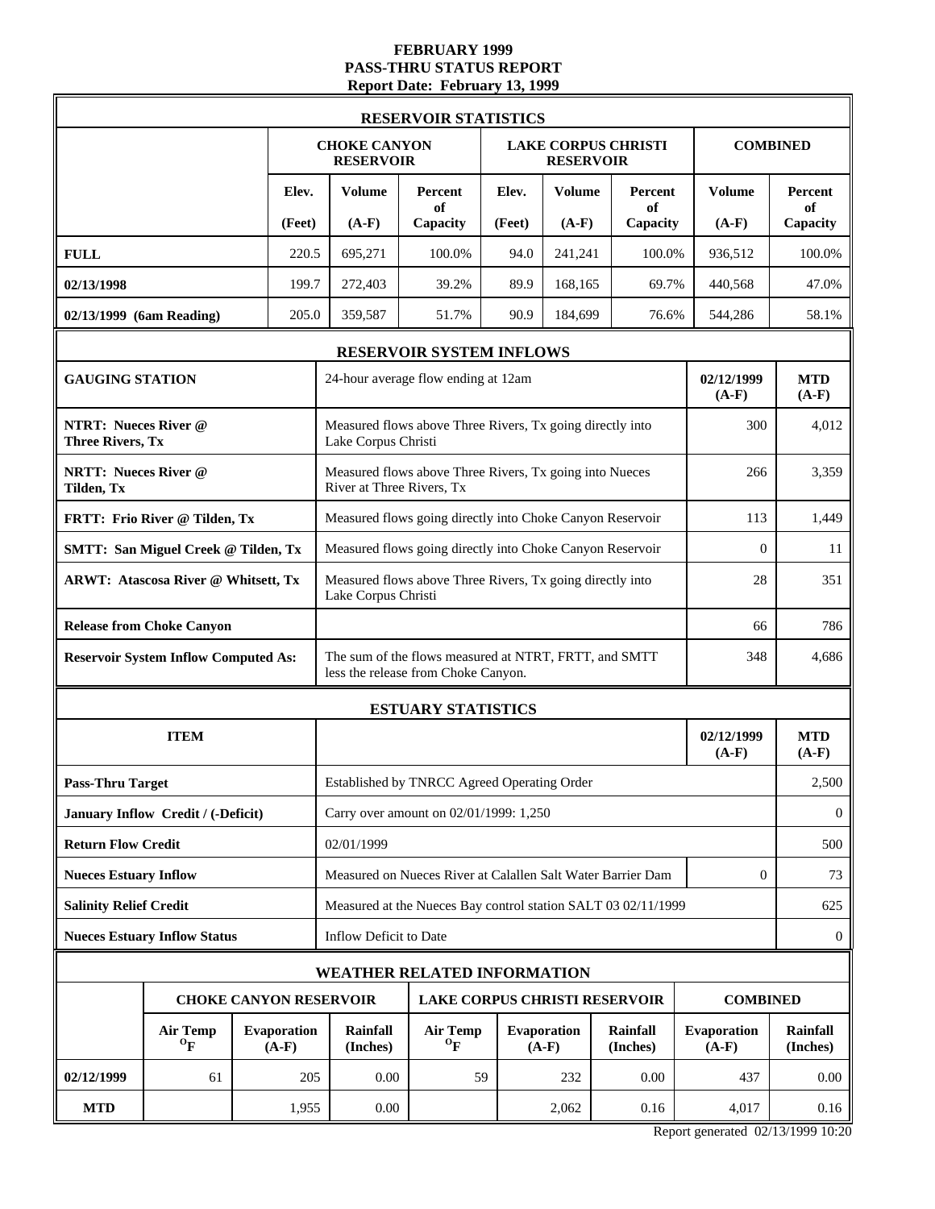# FEBRUARY 1999
# PASS-THRU STATUS REPORT
## Report Date: February 13, 1999

## RESERVOIR STATISTICS

| | CHOKE CANYON RESERVOIR | | | LAKE CORPUS CHRISTI RESERVOIR | | | COMBINED | |
|---|---|---|---|---|---|---|---|---|
| | Elev. (Feet) | Volume (A-F) | Percent of Capacity | Elev. (Feet) | Volume (A-F) | Percent of Capacity | Volume (A-F) | Percent of Capacity |
| **FULL** | 220.5 | 695,271 | 100.0% | 94.0 | 241,241 | 100.0% | 936,512 | 100.0% |
| **02/13/1998** | 199.7 | 272,403 | 39.2% | 89.9 | 168,165 | 69.7% | 440,568 | 47.0% |
| **02/13/1999 (6am Reading)** | 205.0 | 359,587 | 51.7% | 90.9 | 184,699 | 76.6% | 544,286 | 58.1% |

## RESERVOIR SYSTEM INFLOWS

| GAUGING STATION | 24-hour average flow ending at 12am | 02/12/1999 (A-F) | MTD (A-F) |
|---|---|---|---|
| **NTRT: Nueces River @ Three Rivers, Tx** | Measured flows above Three Rivers, Tx going directly into Lake Corpus Christi | 300 | 4,012 |
| **NRTT: Nueces River @ Tilden, Tx** | Measured flows above Three Rivers, Tx going into Nueces River at Three Rivers, Tx | 266 | 3,359 |
| **FRTT: Frio River @ Tilden, Tx** | Measured flows going directly into Choke Canyon Reservoir | 113 | 1,449 |
| **SMTT: San Miguel Creek @ Tilden, Tx** | Measured flows going directly into Choke Canyon Reservoir | 0 | 11 |
| **ARWT: Atascosa River @ Whitsett, Tx** | Measured flows above Three Rivers, Tx going directly into Lake Corpus Christi | 28 | 351 |
| **Release from Choke Canyon** | | 66 | 786 |
| **Reservoir System Inflow Computed As:** | The sum of the flows measured at NTRT, FRTT, and SMTT less the release from Choke Canyon. | 348 | 4,686 |

## ESTUARY STATISTICS

| ITEM | | 02/12/1999 (A-F) | MTD (A-F) |
|---|---|---|---|
| **Pass-Thru Target** | Established by TNRCC Agreed Operating Order | | 2,500 |
| **January Inflow Credit / (-Deficit)** | Carry over amount on 02/01/1999: 1,250 | | 0 |
| **Return Flow Credit** | 02/01/1999 | | 500 |
| **Nueces Estuary Inflow** | Measured on Nueces River at Calallen Salt Water Barrier Dam | 0 | 73 |
| **Salinity Relief Credit** | Measured at the Nueces Bay control station SALT 03 02/11/1999 | | 625 |
| **Nueces Estuary Inflow Status** | Inflow Deficit to Date | | 0 |

## WEATHER RELATED INFORMATION

| | CHOKE CANYON RESERVOIR | | | LAKE CORPUS CHRISTI RESERVOIR | | | COMBINED | |
|---|---|---|---|---|---|---|---|---|
| | Air Temp °F | Evaporation (A-F) | Rainfall (Inches) | Air Temp °F | Evaporation (A-F) | Rainfall (Inches) | Evaporation (A-F) | Rainfall (Inches) |
| **02/12/1999** | 61 | 205 | 0.00 | 59 | 232 | 0.00 | 437 | 0.00 |
| **MTD** | | 1,955 | 0.00 | | 2,062 | 0.16 | 4,017 | 0.16 |

Report generated 02/13/1999 10:20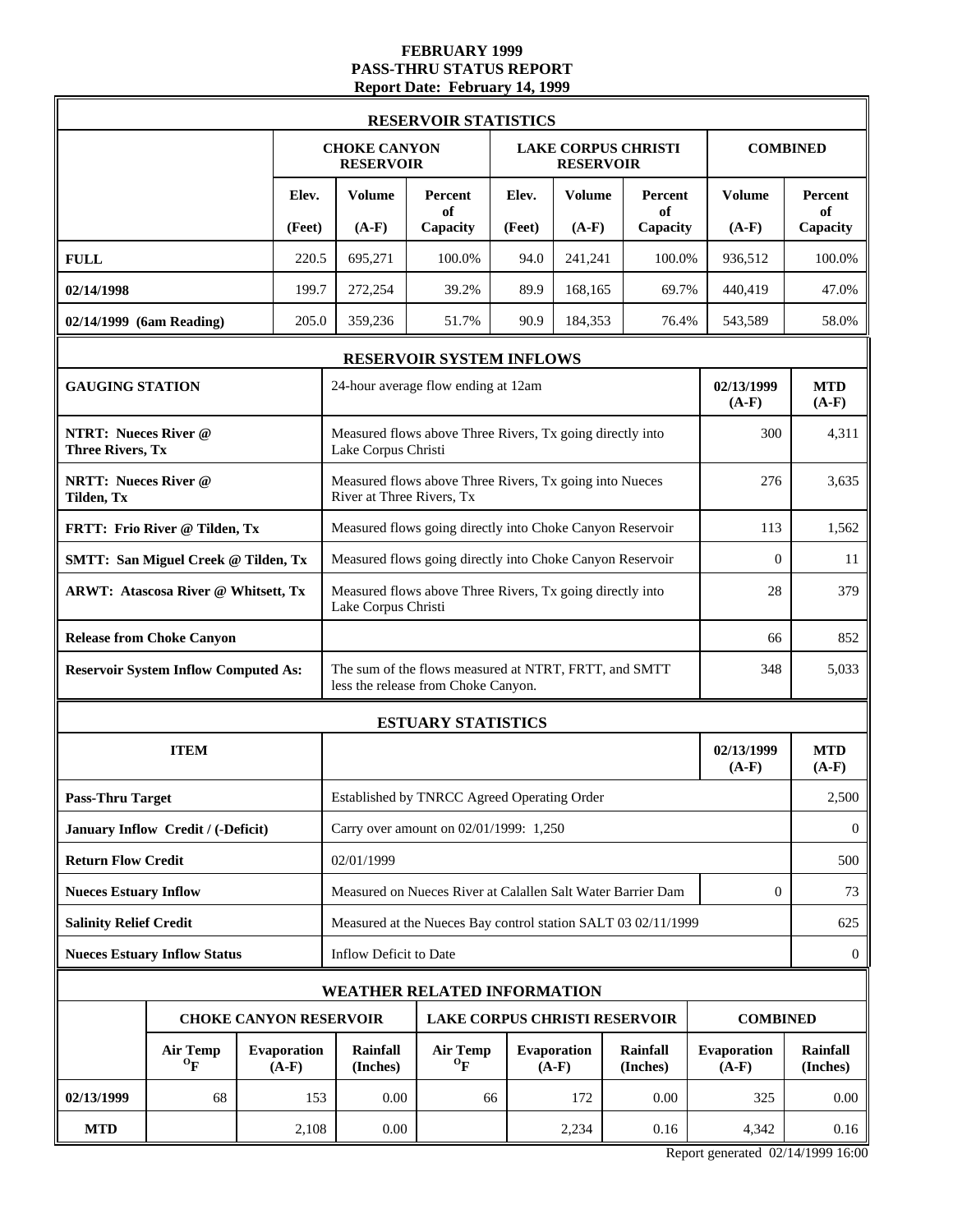# FEBRUARY 1999
# PASS-THRU STATUS REPORT
## Report Date: February 14, 1999

### RESERVOIR STATISTICS

| | CHOKE CANYON RESERVOIR | | | LAKE CORPUS CHRISTI RESERVOIR | | | COMBINED | |
|---|---|---|---|---|---|---|---|---|
| | Elev. (Feet) | Volume (A-F) | Percent of Capacity | Elev. (Feet) | Volume (A-F) | Percent of Capacity | Volume (A-F) | Percent of Capacity |
| **FULL** | 220.5 | 695,271 | 100.0% | 94.0 | 241,241 | 100.0% | 936,512 | 100.0% |
| **02/14/1998** | 199.7 | 272,254 | 39.2% | 89.9 | 168,165 | 69.7% | 440,419 | 47.0% |
| **02/14/1999 (6am Reading)** | 205.0 | 359,236 | 51.7% | 90.9 | 184,353 | 76.4% | 543,589 | 58.0% |

### RESERVOIR SYSTEM INFLOWS

| GAUGING STATION | 24-hour average flow ending at 12am | 02/13/1999 (A-F) | MTD (A-F) |
|---|---|---|---|
| **NTRT: Nueces River @ Three Rivers, Tx** | Measured flows above Three Rivers, Tx going directly into Lake Corpus Christi | 300 | 4,311 |
| **NRTT: Nueces River @ Tilden, Tx** | Measured flows above Three Rivers, Tx going into Nueces River at Three Rivers, Tx | 276 | 3,635 |
| **FRTT: Frio River @ Tilden, Tx** | Measured flows going directly into Choke Canyon Reservoir | 113 | 1,562 |
| **SMTT: San Miguel Creek @ Tilden, Tx** | Measured flows going directly into Choke Canyon Reservoir | 0 | 11 |
| **ARWT: Atascosa River @ Whitsett, Tx** | Measured flows above Three Rivers, Tx going directly into Lake Corpus Christi | 28 | 379 |
| **Release from Choke Canyon** | | 66 | 852 |
| **Reservoir System Inflow Computed As:** | The sum of the flows measured at NTRT, FRTT, and SMTT less the release from Choke Canyon. | 348 | 5,033 |

### ESTUARY STATISTICS

| ITEM | | 02/13/1999 (A-F) | MTD (A-F) |
|---|---|---|---|
| **Pass-Thru Target** | Established by TNRCC Agreed Operating Order | | 2,500 |
| **January Inflow Credit / (-Deficit)** | Carry over amount on 02/01/1999: 1,250 | | 0 |
| **Return Flow Credit** | 02/01/1999 | | 500 |
| **Nueces Estuary Inflow** | Measured on Nueces River at Calallen Salt Water Barrier Dam | 0 | 73 |
| **Salinity Relief Credit** | Measured at the Nueces Bay control station SALT 03 02/11/1999 | | 625 |
| **Nueces Estuary Inflow Status** | Inflow Deficit to Date | | 0 |

### WEATHER RELATED INFORMATION

| | CHOKE CANYON RESERVOIR | | | LAKE CORPUS CHRISTI RESERVOIR | | | COMBINED | |
|---|---|---|---|---|---|---|---|---|
| | Air Temp °F | Evaporation (A-F) | Rainfall (Inches) | Air Temp °F | Evaporation (A-F) | Rainfall (Inches) | Evaporation (A-F) | Rainfall (Inches) |
| **02/13/1999** | 68 | 153 | 0.00 | 66 | 172 | 0.00 | 325 | 0.00 |
| **MTD** | | 2,108 | 0.00 | | 2,234 | 0.16 | 4,342 | 0.16 |

Report generated 02/14/1999 16:00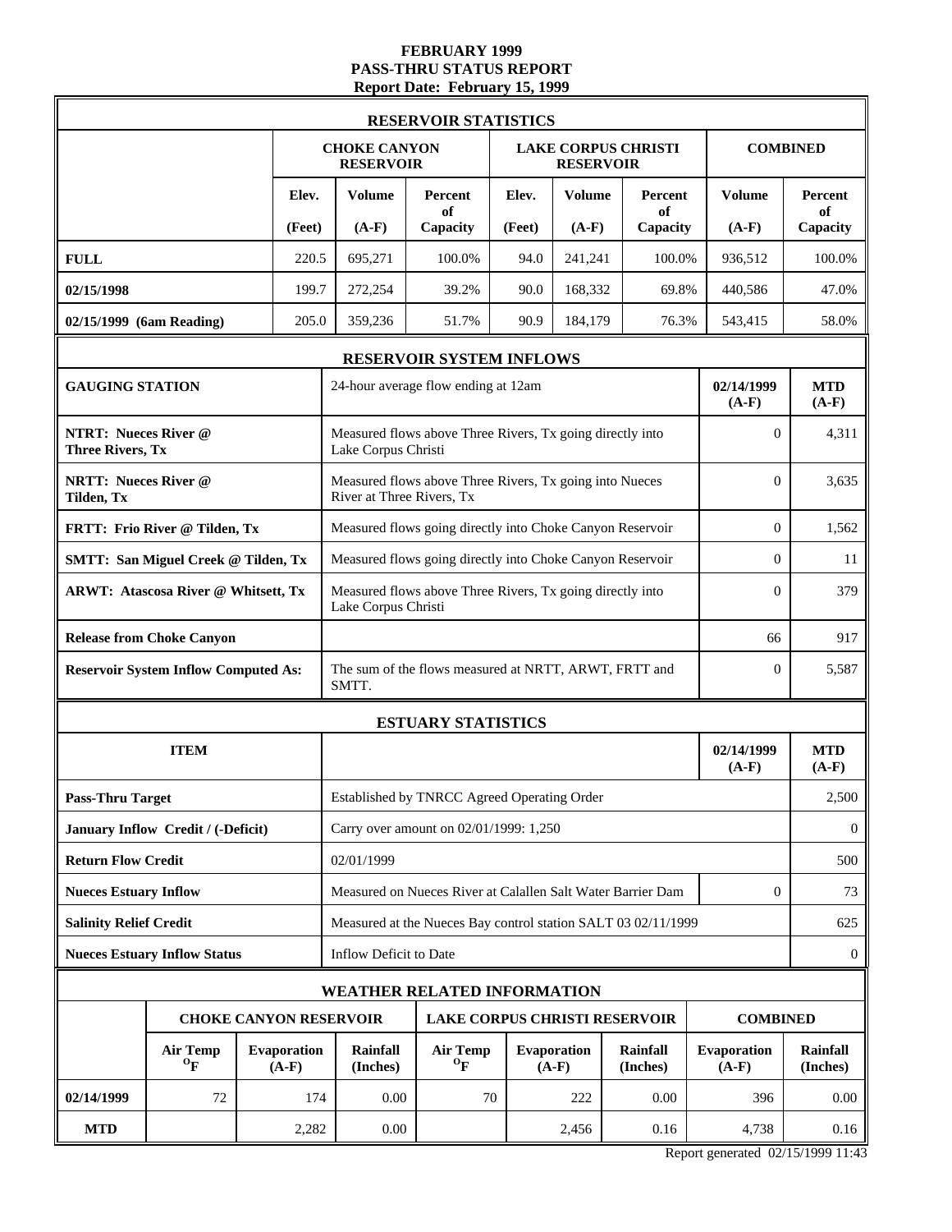# FEBRUARY 1999
# PASS-THRU STATUS REPORT
## Report Date: February 15, 1999

### RESERVOIR STATISTICS

| | CHOKE CANYON RESERVOIR | | | LAKE CORPUS CHRISTI RESERVOIR | | | COMBINED | |
|---|---|---|---|---|---|---|---|---|
| | Elev. (Feet) | Volume (A-F) | Percent of Capacity | Elev. (Feet) | Volume (A-F) | Percent of Capacity | Volume (A-F) | Percent of Capacity |
| **FULL** | 220.5 | 695,271 | 100.0% | 94.0 | 241,241 | 100.0% | 936,512 | 100.0% |
| **02/15/1998** | 199.7 | 272,254 | 39.2% | 90.0 | 168,332 | 69.8% | 440,586 | 47.0% |
| **02/15/1999 (6am Reading)** | 205.0 | 359,236 | 51.7% | 90.9 | 184,179 | 76.3% | 543,415 | 58.0% |

### RESERVOIR SYSTEM INFLOWS

| GAUGING STATION | 24-hour average flow ending at 12am | 02/14/1999 (A-F) | MTD (A-F) |
|---|---|---|---|
| **NTRT: Nueces River @ Three Rivers, Tx** | Measured flows above Three Rivers, Tx going directly into Lake Corpus Christi | 0 | 4,311 |
| **NRTT: Nueces River @ Tilden, Tx** | Measured flows above Three Rivers, Tx going into Nueces River at Three Rivers, Tx | 0 | 3,635 |
| **FRTT: Frio River @ Tilden, Tx** | Measured flows going directly into Choke Canyon Reservoir | 0 | 1,562 |
| **SMTT: San Miguel Creek @ Tilden, Tx** | Measured flows going directly into Choke Canyon Reservoir | 0 | 11 |
| **ARWT: Atascosa River @ Whitsett, Tx** | Measured flows above Three Rivers, Tx going directly into Lake Corpus Christi | 0 | 379 |
| **Release from Choke Canyon** | | 66 | 917 |
| **Reservoir System Inflow Computed As:** | The sum of the flows measured at NRTT, ARWT, FRTT and SMTT. | 0 | 5,587 |

### ESTUARY STATISTICS

| ITEM | | 02/14/1999 (A-F) | MTD (A-F) |
|---|---|---|---|
| **Pass-Thru Target** | Established by TNRCC Agreed Operating Order | | 2,500 |
| **January Inflow Credit / (-Deficit)** | Carry over amount on 02/01/1999: 1,250 | | 0 |
| **Return Flow Credit** | 02/01/1999 | | 500 |
| **Nueces Estuary Inflow** | Measured on Nueces River at Calallen Salt Water Barrier Dam | 0 | 73 |
| **Salinity Relief Credit** | Measured at the Nueces Bay control station SALT 03 02/11/1999 | | 625 |
| **Nueces Estuary Inflow Status** | Inflow Deficit to Date | | 0 |

### WEATHER RELATED INFORMATION

| | CHOKE CANYON RESERVOIR | | | LAKE CORPUS CHRISTI RESERVOIR | | | COMBINED | |
|---|---|---|---|---|---|---|---|---|
| | Air Temp °F | Evaporation (A-F) | Rainfall (Inches) | Air Temp °F | Evaporation (A-F) | Rainfall (Inches) | Evaporation (A-F) | Rainfall (Inches) |
| **02/14/1999** | 72 | 174 | 0.00 | 70 | 222 | 0.00 | 396 | 0.00 |
| **MTD** | | 2,282 | 0.00 | | 2,456 | 0.16 | 4,738 | 0.16 |

Report generated 02/15/1999 11:43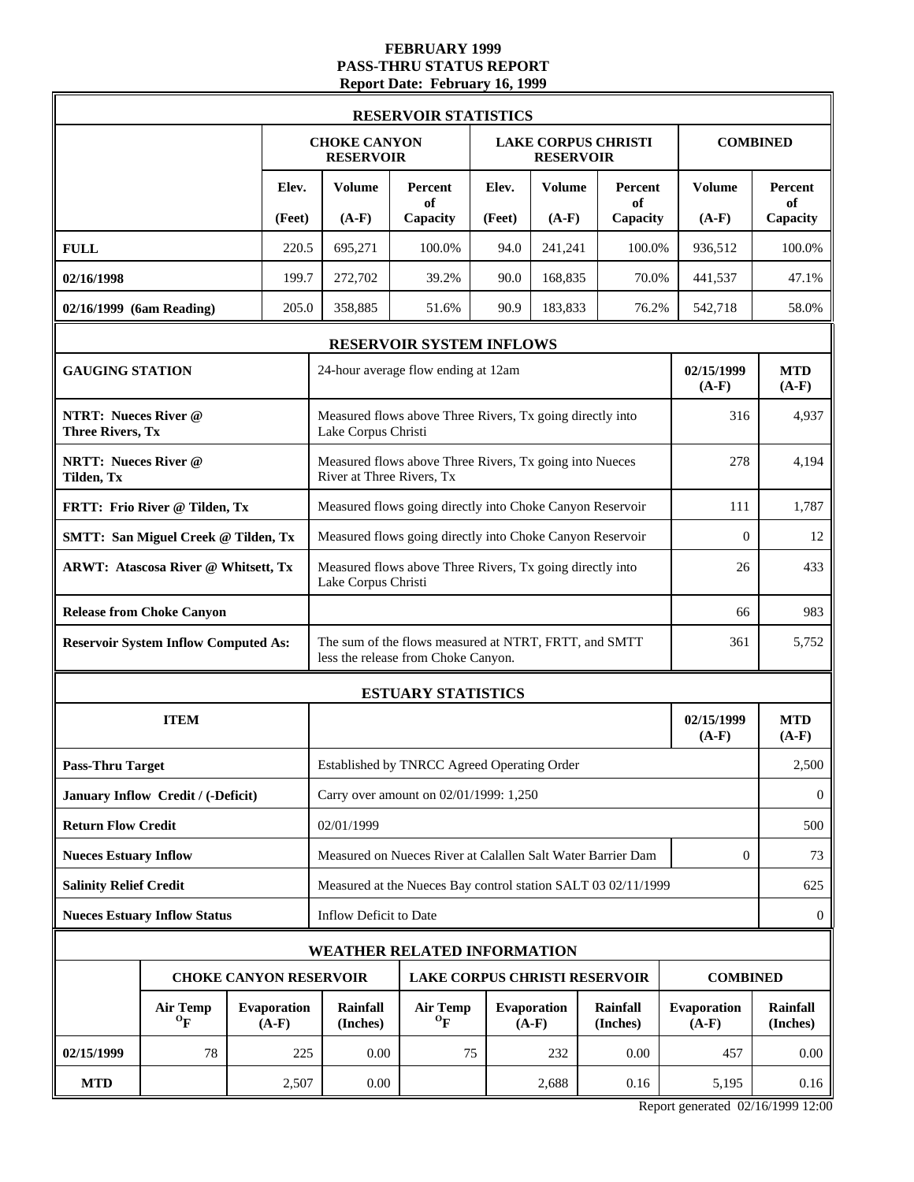# FEBRUARY 1999
## PASS-THRU STATUS REPORT
### Report Date: February 16, 1999

## RESERVOIR STATISTICS

| | CHOKE CANYON RESERVOIR | | | LAKE CORPUS CHRISTI RESERVOIR | | | COMBINED | |
|---|---|---|---|---|---|---|---|---|
| | Elev. (Feet) | Volume (A-F) | Percent of Capacity | Elev. (Feet) | Volume (A-F) | Percent of Capacity | Volume (A-F) | Percent of Capacity |
| **FULL** | 220.5 | 695,271 | 100.0% | 94.0 | 241,241 | 100.0% | 936,512 | 100.0% |
| **02/16/1998** | 199.7 | 272,702 | 39.2% | 90.0 | 168,835 | 70.0% | 441,537 | 47.1% |
| **02/16/1999 (6am Reading)** | 205.0 | 358,885 | 51.6% | 90.9 | 183,833 | 76.2% | 542,718 | 58.0% |

## RESERVOIR SYSTEM INFLOWS

| GAUGING STATION | 24-hour average flow ending at 12am | 02/15/1999 (A-F) | MTD (A-F) |
|---|---|---|---|
| **NTRT: Nueces River @ Three Rivers, Tx** | Measured flows above Three Rivers, Tx going directly into Lake Corpus Christi | 316 | 4,937 |
| **NRTT: Nueces River @ Tilden, Tx** | Measured flows above Three Rivers, Tx going into Nueces River at Three Rivers, Tx | 278 | 4,194 |
| **FRTT: Frio River @ Tilden, Tx** | Measured flows going directly into Choke Canyon Reservoir | 111 | 1,787 |
| **SMTT: San Miguel Creek @ Tilden, Tx** | Measured flows going directly into Choke Canyon Reservoir | 0 | 12 |
| **ARWT: Atascosa River @ Whitsett, Tx** | Measured flows above Three Rivers, Tx going directly into Lake Corpus Christi | 26 | 433 |
| **Release from Choke Canyon** | | 66 | 983 |
| **Reservoir System Inflow Computed As:** | The sum of the flows measured at NTRT, FRTT, and SMTT less the release from Choke Canyon. | 361 | 5,752 |

## ESTUARY STATISTICS

| ITEM | | 02/15/1999 (A-F) | MTD (A-F) |
|---|---|---|---|
| **Pass-Thru Target** | Established by TNRCC Agreed Operating Order | | 2,500 |
| **January Inflow Credit / (-Deficit)** | Carry over amount on 02/01/1999: 1,250 | | 0 |
| **Return Flow Credit** | 02/01/1999 | | 500 |
| **Nueces Estuary Inflow** | Measured on Nueces River at Calallen Salt Water Barrier Dam | 0 | 73 |
| **Salinity Relief Credit** | Measured at the Nueces Bay control station SALT 03 02/11/1999 | | 625 |
| **Nueces Estuary Inflow Status** | Inflow Deficit to Date | | 0 |

## WEATHER RELATED INFORMATION

| | CHOKE CANYON RESERVOIR | | | LAKE CORPUS CHRISTI RESERVOIR | | | COMBINED | |
|---|---|---|---|---|---|---|---|---|
| | Air Temp $^oF$ | Evaporation (A-F) | Rainfall (Inches) | Air Temp $^oF$ | Evaporation (A-F) | Rainfall (Inches) | Evaporation (A-F) | Rainfall (Inches) |
| **02/15/1999** | 78 | 225 | 0.00 | 75 | 232 | 0.00 | 457 | 0.00 |
| **MTD** | | 2,507 | 0.00 | | 2,688 | 0.16 | 5,195 | 0.16 |

Report generated 02/16/1999 12:00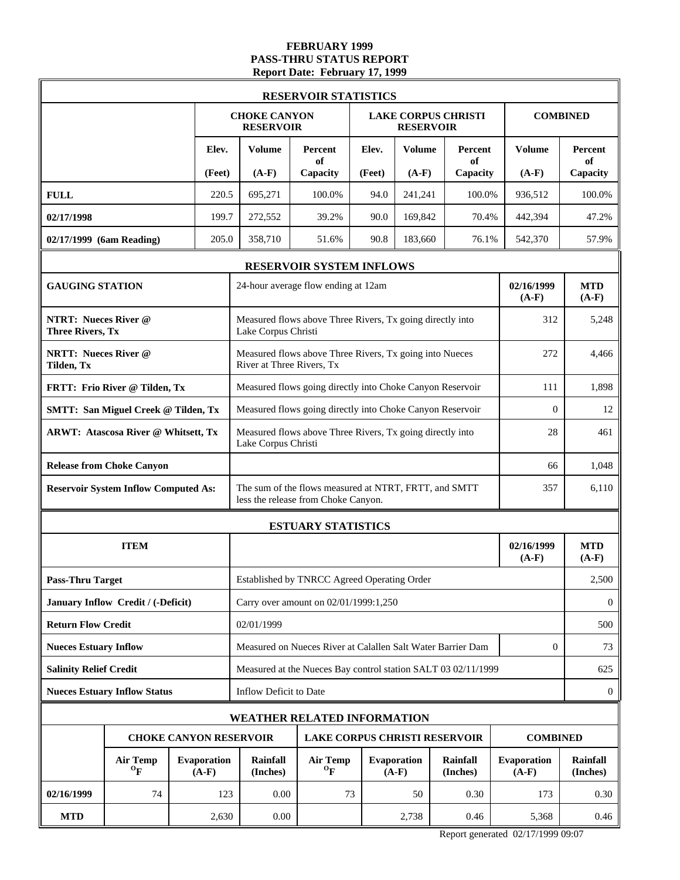# FEBRUARY 1999
## PASS-THRU STATUS REPORT
### Report Date: February 17, 1999

| RESERVOIR STATISTICS | | | | | | | | |
|---|---|---|---|---|---|---|---|---|
| | CHOKE CANYON RESERVOIR | | | LAKE CORPUS CHRISTI RESERVOIR | | | COMBINED | |
| | Elev. (Feet) | Volume (A-F) | Percent of Capacity | Elev. (Feet) | Volume (A-F) | Percent of Capacity | Volume (A-F) | Percent of Capacity |
| **FULL** | 220.5 | 695,271 | 100.0% | 94.0 | 241,241 | 100.0% | 936,512 | 100.0% |
| **02/17/1998** | 199.7 | 272,552 | 39.2% | 90.0 | 169,842 | 70.4% | 442,394 | 47.2% |
| **02/17/1999 (6am Reading)** | 205.0 | 358,710 | 51.6% | 90.8 | 183,660 | 76.1% | 542,370 | 57.9% |

| RESERVOIR SYSTEM INFLOWS | | | |
|---|---|---|---|
| **GAUGING STATION** | 24-hour average flow ending at 12am | **02/16/1999 (A-F)** | **MTD (A-F)** |
| **NTRT: Nueces River @ Three Rivers, Tx** | Measured flows above Three Rivers, Tx going directly into Lake Corpus Christi | 312 | 5,248 |
| **NRTT: Nueces River @ Tilden, Tx** | Measured flows above Three Rivers, Tx going into Nueces River at Three Rivers, Tx | 272 | 4,466 |
| **FRTT: Frio River @ Tilden, Tx** | Measured flows going directly into Choke Canyon Reservoir | 111 | 1,898 |
| **SMTT: San Miguel Creek @ Tilden, Tx** | Measured flows going directly into Choke Canyon Reservoir | 0 | 12 |
| **ARWT: Atascosa River @ Whitsett, Tx** | Measured flows above Three Rivers, Tx going directly into Lake Corpus Christi | 28 | 461 |
| **Release from Choke Canyon** | | 66 | 1,048 |
| **Reservoir System Inflow Computed As:** | The sum of the flows measured at NTRT, FRTT, and SMTT less the release from Choke Canyon. | 357 | 6,110 |

| ESTUARY STATISTICS | | | |
|---|---|---|---|
| **ITEM** | | **02/16/1999 (A-F)** | **MTD (A-F)** |
| **Pass-Thru Target** | Established by TNRCC Agreed Operating Order | | 2,500 |
| **January Inflow Credit / (-Deficit)** | Carry over amount on 02/01/1999:1,250 | | 0 |
| **Return Flow Credit** | 02/01/1999 | | 500 |
| **Nueces Estuary Inflow** | Measured on Nueces River at Calallen Salt Water Barrier Dam | 0 | 73 |
| **Salinity Relief Credit** | Measured at the Nueces Bay control station SALT 03 02/11/1999 | | 625 |
| **Nueces Estuary Inflow Status** | Inflow Deficit to Date | | 0 |

| WEATHER RELATED INFORMATION | | | | | | | | |
|---|---|---|---|---|---|---|---|---|
| | CHOKE CANYON RESERVOIR | | | LAKE CORPUS CHRISTI RESERVOIR | | | COMBINED | |
| | Air Temp °F | Evaporation (A-F) | Rainfall (Inches) | Air Temp °F | Evaporation (A-F) | Rainfall (Inches) | Evaporation (A-F) | Rainfall (Inches) |
| **02/16/1999** | 74 | 123 | 0.00 | 73 | 50 | 0.30 | 173 | 0.30 |
| **MTD** | | 2,630 | 0.00 | | 2,738 | 0.46 | 5,368 | 0.46 |

Report generated 02/17/1999 09:07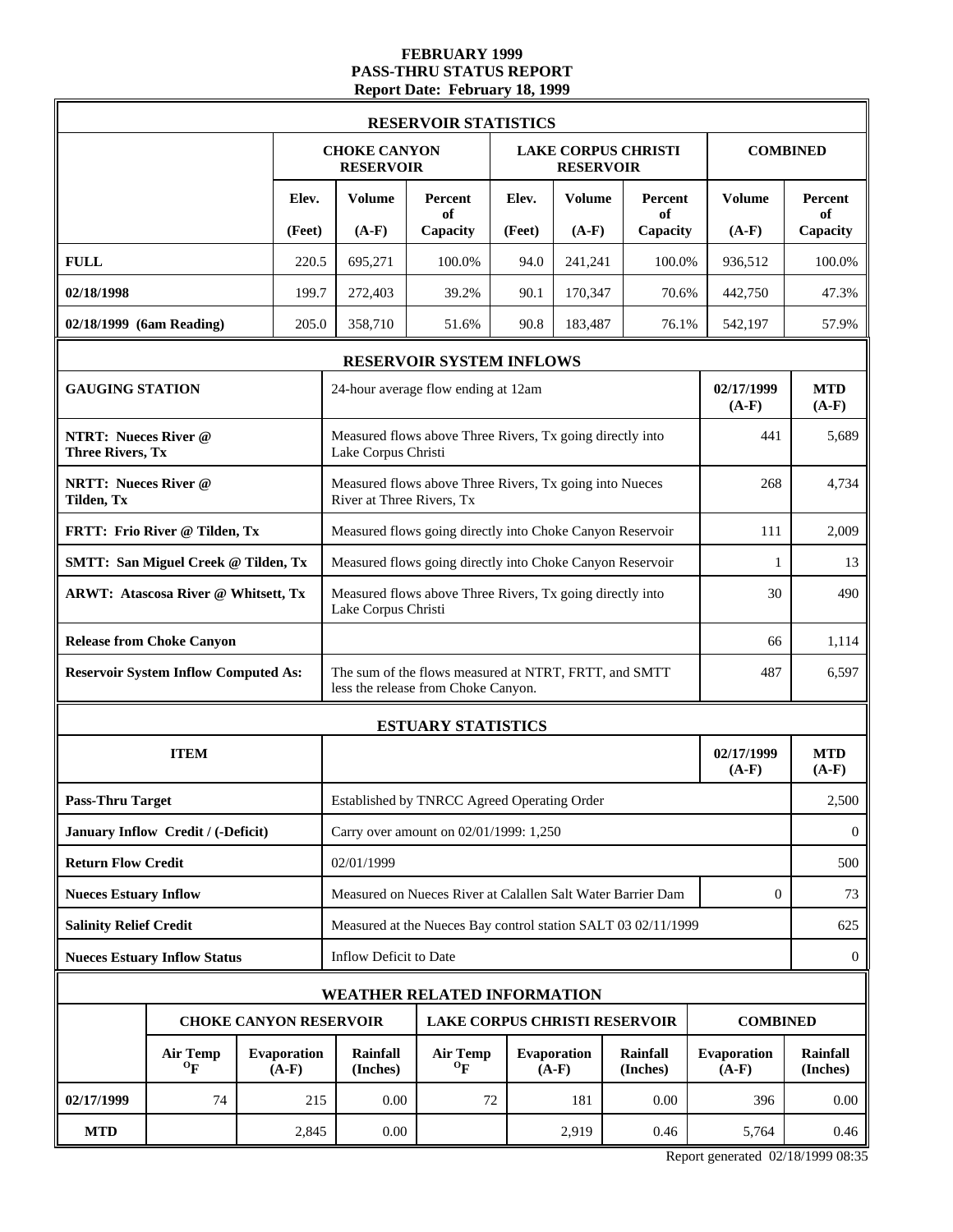# FEBRUARY 1999
## PASS-THRU STATUS REPORT
### Report Date: February 18, 1999

**RESERVOIR STATISTICS**

| | CHOKE CANYON RESERVOIR | | | LAKE CORPUS CHRISTI RESERVOIR | | | COMBINED | |
|---|---|---|---|---|---|---|---|---|
| | Elev. (Feet) | Volume (A-F) | Percent of Capacity | Elev. (Feet) | Volume (A-F) | Percent of Capacity | Volume (A-F) | Percent of Capacity |
| **FULL** | 220.5 | 695,271 | 100.0% | 94.0 | 241,241 | 100.0% | 936,512 | 100.0% |
| **02/18/1998** | 199.7 | 272,403 | 39.2% | 90.1 | 170,347 | 70.6% | 442,750 | 47.3% |
| **02/18/1999 (6am Reading)** | 205.0 | 358,710 | 51.6% | 90.8 | 183,487 | 76.1% | 542,197 | 57.9% |

**RESERVOIR SYSTEM INFLOWS**

| GAUGING STATION | 24-hour average flow ending at 12am | 02/17/1999 (A-F) | MTD (A-F) |
|---|---|---|---|
| **NTRT: Nueces River @ Three Rivers, Tx** | Measured flows above Three Rivers, Tx going directly into Lake Corpus Christi | 441 | 5,689 |
| **NRTT: Nueces River @ Tilden, Tx** | Measured flows above Three Rivers, Tx going into Nueces River at Three Rivers, Tx | 268 | 4,734 |
| **FRTT: Frio River @ Tilden, Tx** | Measured flows going directly into Choke Canyon Reservoir | 111 | 2,009 |
| **SMTT: San Miguel Creek @ Tilden, Tx** | Measured flows going directly into Choke Canyon Reservoir | 1 | 13 |
| **ARWT: Atascosa River @ Whitsett, Tx** | Measured flows above Three Rivers, Tx going directly into Lake Corpus Christi | 30 | 490 |
| **Release from Choke Canyon** | | 66 | 1,114 |
| **Reservoir System Inflow Computed As:** | The sum of the flows measured at NTRT, FRTT, and SMTT less the release from Choke Canyon. | 487 | 6,597 |

**ESTUARY STATISTICS**

| ITEM | | 02/17/1999 (A-F) | MTD (A-F) |
|---|---|---|---|
| **Pass-Thru Target** | Established by TNRCC Agreed Operating Order | | 2,500 |
| **January Inflow Credit / (-Deficit)** | Carry over amount on 02/01/1999: 1,250 | | 0 |
| **Return Flow Credit** | 02/01/1999 | | 500 |
| **Nueces Estuary Inflow** | Measured on Nueces River at Calallen Salt Water Barrier Dam | 0 | 73 |
| **Salinity Relief Credit** | Measured at the Nueces Bay control station SALT 03 02/11/1999 | | 625 |
| **Nueces Estuary Inflow Status** | Inflow Deficit to Date | | 0 |

**WEATHER RELATED INFORMATION**

| | CHOKE CANYON RESERVOIR | | | LAKE CORPUS CHRISTI RESERVOIR | | | COMBINED | |
|---|---|---|---|---|---|---|---|---|
| | Air Temp $^{o}$F | Evaporation (A-F) | Rainfall (Inches) | Air Temp $^{o}$F | Evaporation (A-F) | Rainfall (Inches) | Evaporation (A-F) | Rainfall (Inches) |
| **02/17/1999** | 74 | 215 | 0.00 | 72 | 181 | 0.00 | 396 | 0.00 |
| **MTD** | | 2,845 | 0.00 | | 2,919 | 0.46 | 5,764 | 0.46 |

Report generated 02/18/1999 08:35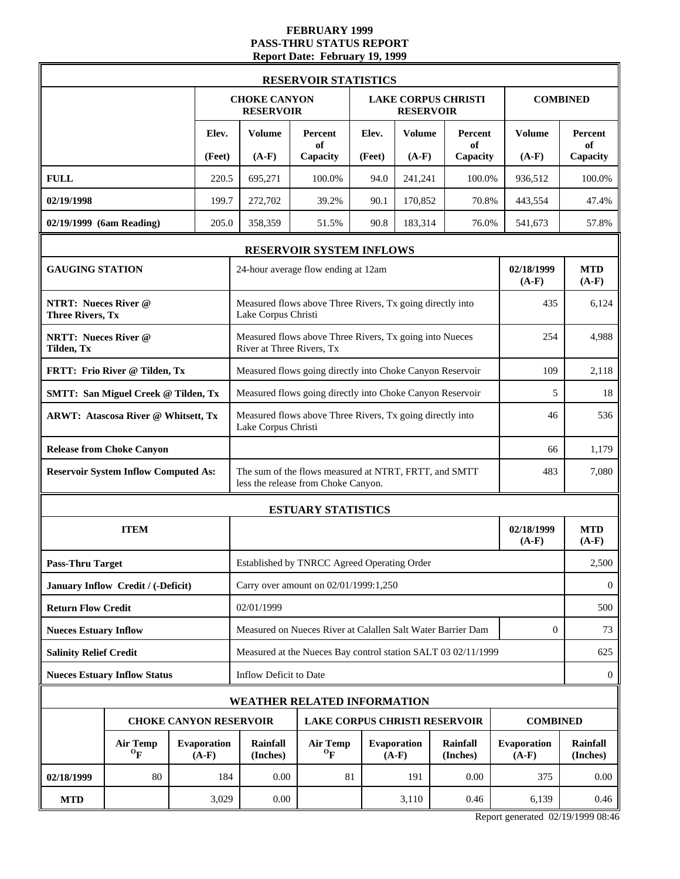# FEBRUARY 1999
## PASS-THRU STATUS REPORT
### Report Date: February 19, 1999

| RESERVOIR STATISTICS | | | | | | | | |
|---|---|---|---|---|---|---|---|---|
| | CHOKE CANYON RESERVOIR | | | LAKE CORPUS CHRISTI RESERVOIR | | | COMBINED | |
| | Elev. (Feet) | Volume (A-F) | Percent of Capacity | Elev. (Feet) | Volume (A-F) | Percent of Capacity | Volume (A-F) | Percent of Capacity |
| **FULL** | 220.5 | 695,271 | 100.0% | 94.0 | 241,241 | 100.0% | 936,512 | 100.0% |
| **02/19/1998** | 199.7 | 272,702 | 39.2% | 90.1 | 170,852 | 70.8% | 443,554 | 47.4% |
| **02/19/1999 (6am Reading)** | 205.0 | 358,359 | 51.5% | 90.8 | 183,314 | 76.0% | 541,673 | 57.8% |

| RESERVOIR SYSTEM INFLOWS | | | |
|---|---|---|---|
| **GAUGING STATION** | 24-hour average flow ending at 12am | 02/18/1999 (A-F) | MTD (A-F) |
| **NTRT: Nueces River @ Three Rivers, Tx** | Measured flows above Three Rivers, Tx going directly into Lake Corpus Christi | 435 | 6,124 |
| **NRTT: Nueces River @ Tilden, Tx** | Measured flows above Three Rivers, Tx going into Nueces River at Three Rivers, Tx | 254 | 4,988 |
| **FRTT: Frio River @ Tilden, Tx** | Measured flows going directly into Choke Canyon Reservoir | 109 | 2,118 |
| **SMTT: San Miguel Creek @ Tilden, Tx** | Measured flows going directly into Choke Canyon Reservoir | 5 | 18 |
| **ARWT: Atascosa River @ Whitsett, Tx** | Measured flows above Three Rivers, Tx going directly into Lake Corpus Christi | 46 | 536 |
| **Release from Choke Canyon** | | 66 | 1,179 |
| **Reservoir System Inflow Computed As:** | The sum of the flows measured at NTRT, FRTT, and SMTT less the release from Choke Canyon. | 483 | 7,080 |

| ESTUARY STATISTICS | | | |
|---|---|---|---|
| **ITEM** | | 02/18/1999 (A-F) | MTD (A-F) |
| **Pass-Thru Target** | Established by TNRCC Agreed Operating Order | | 2,500 |
| **January Inflow Credit / (-Deficit)** | Carry over amount on 02/01/1999:1,250 | | 0 |
| **Return Flow Credit** | 02/01/1999 | | 500 |
| **Nueces Estuary Inflow** | Measured on Nueces River at Calallen Salt Water Barrier Dam | 0 | 73 |
| **Salinity Relief Credit** | Measured at the Nueces Bay control station SALT 03 02/11/1999 | | 625 |
| **Nueces Estuary Inflow Status** | Inflow Deficit to Date | | 0 |

| WEATHER RELATED INFORMATION | | | | | | | | |
|---|---|---|---|---|---|---|---|---|
| | CHOKE CANYON RESERVOIR | | | LAKE CORPUS CHRISTI RESERVOIR | | | COMBINED | |
| | Air Temp °F | Evaporation (A-F) | Rainfall (Inches) | Air Temp °F | Evaporation (A-F) | Rainfall (Inches) | Evaporation (A-F) | Rainfall (Inches) |
| **02/18/1999** | 80 | 184 | 0.00 | 81 | 191 | 0.00 | 375 | 0.00 |
| **MTD** | | 3,029 | 0.00 | | 3,110 | 0.46 | 6,139 | 0.46 |

Report generated 02/19/1999 08:46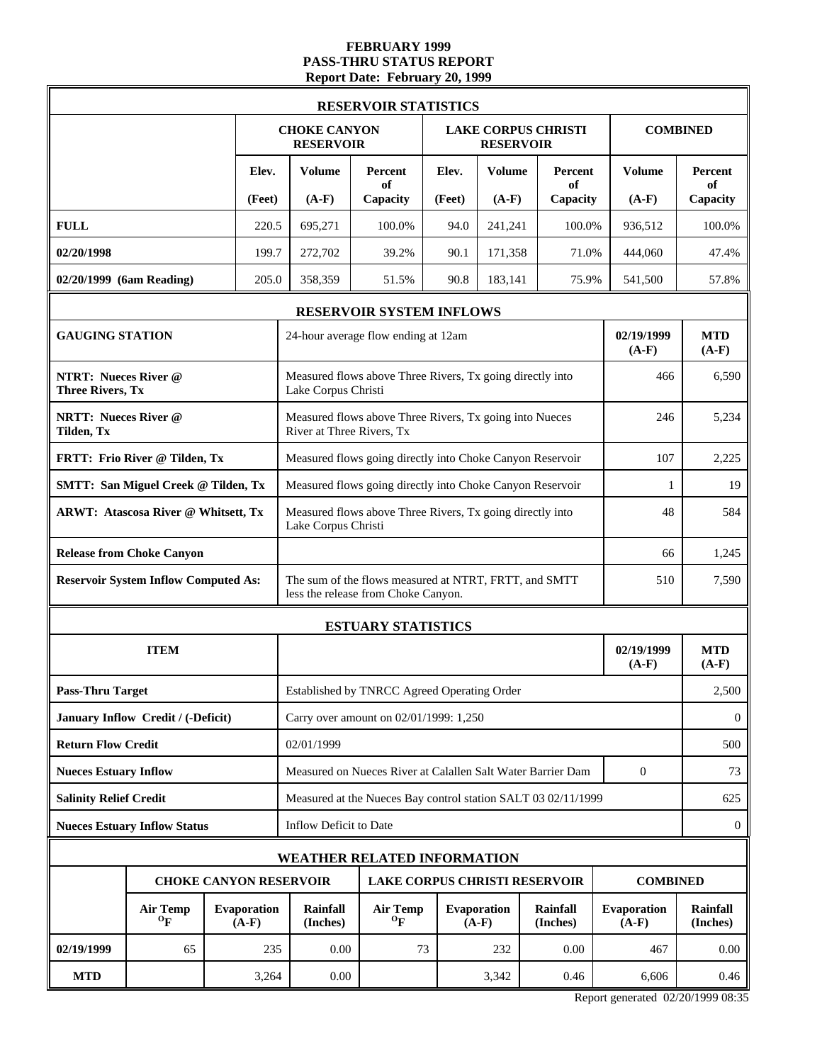# FEBRUARY 1999
# PASS-THRU STATUS REPORT
## Report Date: February 20, 1999

| RESERVOIR STATISTICS | | | | | | | | |
|---|---|---|---|---|---|---|---|---|
| | CHOKE CANYON RESERVOIR | | | LAKE CORPUS CHRISTI RESERVOIR | | | COMBINED | |
| | Elev. (Feet) | Volume (A-F) | Percent of Capacity | Elev. (Feet) | Volume (A-F) | Percent of Capacity | Volume (A-F) | Percent of Capacity |
| **FULL** | 220.5 | 695,271 | 100.0% | 94.0 | 241,241 | 100.0% | 936,512 | 100.0% |
| **02/20/1998** | 199.7 | 272,702 | 39.2% | 90.1 | 171,358 | 71.0% | 444,060 | 47.4% |
| **02/20/1999 (6am Reading)** | 205.0 | 358,359 | 51.5% | 90.8 | 183,141 | 75.9% | 541,500 | 57.8% |

| RESERVOIR SYSTEM INFLOWS | | | |
|---|---|---|---|
| **GAUGING STATION** | 24-hour average flow ending at 12am | 02/19/1999 (A-F) | MTD (A-F) |
| **NTRT: Nueces River @ Three Rivers, Tx** | Measured flows above Three Rivers, Tx going directly into Lake Corpus Christi | 466 | 6,590 |
| **NRTT: Nueces River @ Tilden, Tx** | Measured flows above Three Rivers, Tx going into Nueces River at Three Rivers, Tx | 246 | 5,234 |
| **FRTT: Frio River @ Tilden, Tx** | Measured flows going directly into Choke Canyon Reservoir | 107 | 2,225 |
| **SMTT: San Miguel Creek @ Tilden, Tx** | Measured flows going directly into Choke Canyon Reservoir | 1 | 19 |
| **ARWT: Atascosa River @ Whitsett, Tx** | Measured flows above Three Rivers, Tx going directly into Lake Corpus Christi | 48 | 584 |
| **Release from Choke Canyon** | | 66 | 1,245 |
| **Reservoir System Inflow Computed As:** | The sum of the flows measured at NTRT, FRTT, and SMTT less the release from Choke Canyon. | 510 | 7,590 |

| ESTUARY STATISTICS | | | |
|---|---|---|---|
| **ITEM** | | 02/19/1999 (A-F) | MTD (A-F) |
| **Pass-Thru Target** | Established by TNRCC Agreed Operating Order | | 2,500 |
| **January Inflow Credit / (-Deficit)** | Carry over amount on 02/01/1999: 1,250 | | 0 |
| **Return Flow Credit** | 02/01/1999 | | 500 |
| **Nueces Estuary Inflow** | Measured on Nueces River at Calallen Salt Water Barrier Dam | 0 | 73 |
| **Salinity Relief Credit** | Measured at the Nueces Bay control station SALT 03 02/11/1999 | | 625 |
| **Nueces Estuary Inflow Status** | Inflow Deficit to Date | | 0 |

| WEATHER RELATED INFORMATION | | | | | | | | |
|---|---|---|---|---|---|---|---|---|
| | CHOKE CANYON RESERVOIR | | | LAKE CORPUS CHRISTI RESERVOIR | | | COMBINED | |
| | Air Temp °F | Evaporation (A-F) | Rainfall (Inches) | Air Temp °F | Evaporation (A-F) | Rainfall (Inches) | Evaporation (A-F) | Rainfall (Inches) |
| **02/19/1999** | 65 | 235 | 0.00 | 73 | 232 | 0.00 | 467 | 0.00 |
| **MTD** | | 3,264 | 0.00 | | 3,342 | 0.46 | 6,606 | 0.46 |

Report generated 02/20/1999 08:35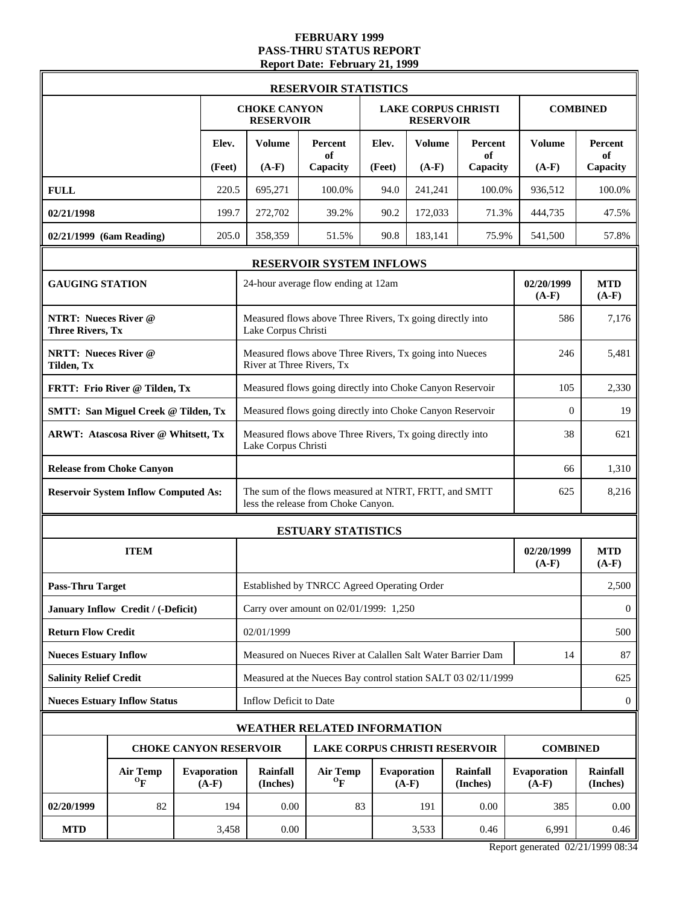# FEBRUARY 1999
# PASS-THRU STATUS REPORT
## Report Date: February 21, 1999

### RESERVOIR STATISTICS

| | CHOKE CANYON RESERVOIR | | | LAKE CORPUS CHRISTI RESERVOIR | | | COMBINED | |
|---|---|---|---|---|---|---|---|---|
| | Elev. (Feet) | Volume (A-F) | Percent of Capacity | Elev. (Feet) | Volume (A-F) | Percent of Capacity | Volume (A-F) | Percent of Capacity |
| **FULL** | 220.5 | 695,271 | 100.0% | 94.0 | 241,241 | 100.0% | 936,512 | 100.0% |
| **02/21/1998** | 199.7 | 272,702 | 39.2% | 90.2 | 172,033 | 71.3% | 444,735 | 47.5% |
| **02/21/1999 (6am Reading)** | 205.0 | 358,359 | 51.5% | 90.8 | 183,141 | 75.9% | 541,500 | 57.8% |

### RESERVOIR SYSTEM INFLOWS

| GAUGING STATION | 24-hour average flow ending at 12am | 02/20/1999 (A-F) | MTD (A-F) |
|---|---|---|---|
| **NTRT: Nueces River @ Three Rivers, Tx** | Measured flows above Three Rivers, Tx going directly into Lake Corpus Christi | 586 | 7,176 |
| **NRTT: Nueces River @ Tilden, Tx** | Measured flows above Three Rivers, Tx going into Nueces River at Three Rivers, Tx | 246 | 5,481 |
| **FRTT: Frio River @ Tilden, Tx** | Measured flows going directly into Choke Canyon Reservoir | 105 | 2,330 |
| **SMTT: San Miguel Creek @ Tilden, Tx** | Measured flows going directly into Choke Canyon Reservoir | 0 | 19 |
| **ARWT: Atascosa River @ Whitsett, Tx** | Measured flows above Three Rivers, Tx going directly into Lake Corpus Christi | 38 | 621 |
| **Release from Choke Canyon** | | 66 | 1,310 |
| **Reservoir System Inflow Computed As:** | The sum of the flows measured at NTRT, FRTT, and SMTT less the release from Choke Canyon. | 625 | 8,216 |

### ESTUARY STATISTICS

| ITEM | | 02/20/1999 (A-F) | MTD (A-F) |
|---|---|---|---|
| **Pass-Thru Target** | Established by TNRCC Agreed Operating Order | | 2,500 |
| **January Inflow Credit / (-Deficit)** | Carry over amount on 02/01/1999: 1,250 | | 0 |
| **Return Flow Credit** | 02/01/1999 | | 500 |
| **Nueces Estuary Inflow** | Measured on Nueces River at Calallen Salt Water Barrier Dam | 14 | 87 |
| **Salinity Relief Credit** | Measured at the Nueces Bay control station SALT 03 02/11/1999 | | 625 |
| **Nueces Estuary Inflow Status** | Inflow Deficit to Date | | 0 |

### WEATHER RELATED INFORMATION

| | CHOKE CANYON RESERVOIR | | | LAKE CORPUS CHRISTI RESERVOIR | | | COMBINED | |
|---|---|---|---|---|---|---|---|---|
| | Air Temp °F | Evaporation (A-F) | Rainfall (Inches) | Air Temp °F | Evaporation (A-F) | Rainfall (Inches) | Evaporation (A-F) | Rainfall (Inches) |
| **02/20/1999** | 82 | 194 | 0.00 | 83 | 191 | 0.00 | 385 | 0.00 |
| **MTD** | | 3,458 | 0.00 | | 3,533 | 0.46 | 6,991 | 0.46 |

Report generated 02/21/1999 08:34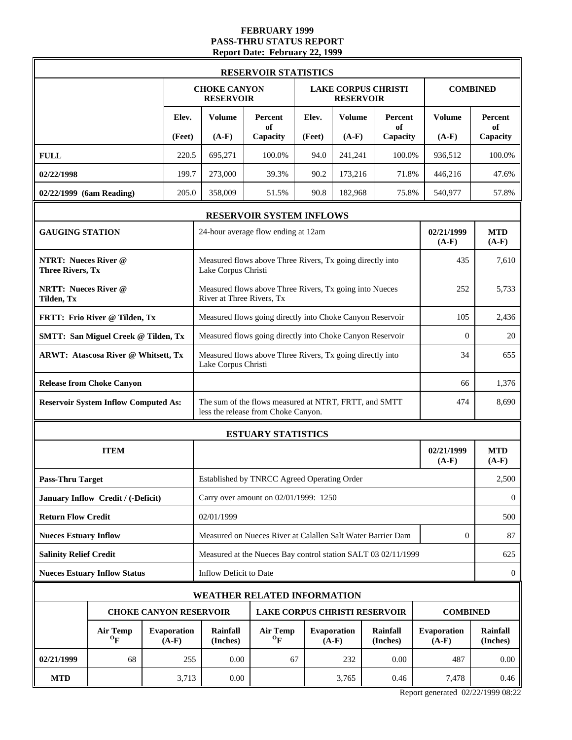**FEBRUARY 1999**
**PASS-THRU STATUS REPORT**
**Report Date: February 22, 1999**

## RESERVOIR STATISTICS

| | CHOKE CANYON RESERVOIR | | | LAKE CORPUS CHRISTI RESERVOIR | | | COMBINED | |
|---|---|---|---|---|---|---|---|---|
| | Elev. (Feet) | Volume (A-F) | Percent of Capacity | Elev. (Feet) | Volume (A-F) | Percent of Capacity | Volume (A-F) | Percent of Capacity |
| **FULL** | 220.5 | 695,271 | 100.0% | 94.0 | 241,241 | 100.0% | 936,512 | 100.0% |
| **02/22/1998** | 199.7 | 273,000 | 39.3% | 90.2 | 173,216 | 71.8% | 446,216 | 47.6% |
| **02/22/1999 (6am Reading)** | 205.0 | 358,009 | 51.5% | 90.8 | 182,968 | 75.8% | 540,977 | 57.8% |

## RESERVOIR SYSTEM INFLOWS

| GAUGING STATION | 24-hour average flow ending at 12am | 02/21/1999 (A-F) | MTD (A-F) |
|---|---|---|---|
| **NTRT: Nueces River @ Three Rivers, Tx** | Measured flows above Three Rivers, Tx going directly into Lake Corpus Christi | 435 | 7,610 |
| **NRTT: Nueces River @ Tilden, Tx** | Measured flows above Three Rivers, Tx going into Nueces River at Three Rivers, Tx | 252 | 5,733 |
| **FRTT: Frio River @ Tilden, Tx** | Measured flows going directly into Choke Canyon Reservoir | 105 | 2,436 |
| **SMTT: San Miguel Creek @ Tilden, Tx** | Measured flows going directly into Choke Canyon Reservoir | 0 | 20 |
| **ARWT: Atascosa River @ Whitsett, Tx** | Measured flows above Three Rivers, Tx going directly into Lake Corpus Christi | 34 | 655 |
| **Release from Choke Canyon** | | 66 | 1,376 |
| **Reservoir System Inflow Computed As:** | The sum of the flows measured at NTRT, FRTT, and SMTT less the release from Choke Canyon. | 474 | 8,690 |

## ESTUARY STATISTICS

| ITEM | | 02/21/1999 (A-F) | MTD (A-F) |
|---|---|---|---|
| **Pass-Thru Target** | Established by TNRCC Agreed Operating Order | | 2,500 |
| **January Inflow Credit / (-Deficit)** | Carry over amount on 02/01/1999: 1250 | | 0 |
| **Return Flow Credit** | 02/01/1999 | | 500 |
| **Nueces Estuary Inflow** | Measured on Nueces River at Calallen Salt Water Barrier Dam | 0 | 87 |
| **Salinity Relief Credit** | Measured at the Nueces Bay control station SALT 03 02/11/1999 | | 625 |
| **Nueces Estuary Inflow Status** | Inflow Deficit to Date | | 0 |

## WEATHER RELATED INFORMATION

| | CHOKE CANYON RESERVOIR | | | LAKE CORPUS CHRISTI RESERVOIR | | | COMBINED | |
|---|---|---|---|---|---|---|---|---|
| | Air Temp $^{o}F$ | Evaporation (A-F) | Rainfall (Inches) | Air Temp $^{o}F$ | Evaporation (A-F) | Rainfall (Inches) | Evaporation (A-F) | Rainfall (Inches) |
| **02/21/1999** | 68 | 255 | 0.00 | 67 | 232 | 0.00 | 487 | 0.00 |
| **MTD** | | 3,713 | 0.00 | | 3,765 | 0.46 | 7,478 | 0.46 |

Report generated 02/22/1999 08:22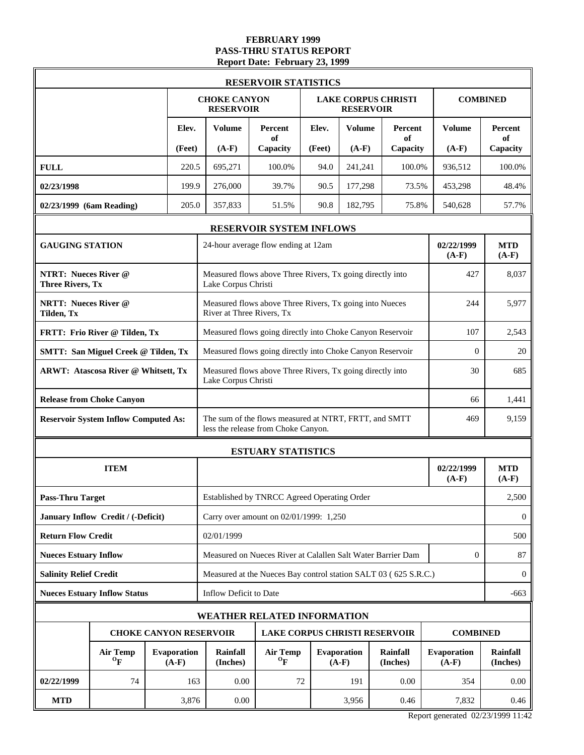# FEBRUARY 1999
## PASS-THRU STATUS REPORT
### Report Date: February 23, 1999

| RESERVOIR STATISTICS | | | | | | | | |
|---|---|---|---|---|---|---|---|---|
| | CHOKE CANYON RESERVOIR | | | LAKE CORPUS CHRISTI RESERVOIR | | | COMBINED | |
| | Elev. (Feet) | Volume (A-F) | Percent of Capacity | Elev. (Feet) | Volume (A-F) | Percent of Capacity | Volume (A-F) | Percent of Capacity |
| **FULL** | 220.5 | 695,271 | 100.0% | 94.0 | 241,241 | 100.0% | 936,512 | 100.0% |
| **02/23/1998** | 199.9 | 276,000 | 39.7% | 90.5 | 177,298 | 73.5% | 453,298 | 48.4% |
| **02/23/1999 (6am Reading)** | 205.0 | 357,833 | 51.5% | 90.8 | 182,795 | 75.8% | 540,628 | 57.7% |

| RESERVOIR SYSTEM INFLOWS | | | |
|---|---|---|---|
| **GAUGING STATION** | 24-hour average flow ending at 12am | **02/22/1999 (A-F)** | **MTD (A-F)** |
| **NTRT: Nueces River @ Three Rivers, Tx** | Measured flows above Three Rivers, Tx going directly into Lake Corpus Christi | 427 | 8,037 |
| **NRTT: Nueces River @ Tilden, Tx** | Measured flows above Three Rivers, Tx going into Nueces River at Three Rivers, Tx | 244 | 5,977 |
| **FRTT: Frio River @ Tilden, Tx** | Measured flows going directly into Choke Canyon Reservoir | 107 | 2,543 |
| **SMTT: San Miguel Creek @ Tilden, Tx** | Measured flows going directly into Choke Canyon Reservoir | 0 | 20 |
| **ARWT: Atascosa River @ Whitsett, Tx** | Measured flows above Three Rivers, Tx going directly into Lake Corpus Christi | 30 | 685 |
| **Release from Choke Canyon** | | 66 | 1,441 |
| **Reservoir System Inflow Computed As:** | The sum of the flows measured at NTRT, FRTT, and SMTT less the release from Choke Canyon. | 469 | 9,159 |

| ESTUARY STATISTICS | | | |
|---|---|---|---|
| **ITEM** | | **02/22/1999 (A-F)** | **MTD (A-F)** |
| **Pass-Thru Target** | Established by TNRCC Agreed Operating Order | | 2,500 |
| **January Inflow Credit / (-Deficit)** | Carry over amount on 02/01/1999: 1,250 | | 0 |
| **Return Flow Credit** | 02/01/1999 | | 500 |
| **Nueces Estuary Inflow** | Measured on Nueces River at Calallen Salt Water Barrier Dam | 0 | 87 |
| **Salinity Relief Credit** | Measured at the Nueces Bay control station SALT 03 ( 625 S.R.C.) | | 0 |
| **Nueces Estuary Inflow Status** | Inflow Deficit to Date | | -663 |

| WEATHER RELATED INFORMATION | | | | | | | | |
|---|---|---|---|---|---|---|---|---|
| | CHOKE CANYON RESERVOIR | | | LAKE CORPUS CHRISTI RESERVOIR | | | COMBINED | |
| | Air Temp °F | Evaporation (A-F) | Rainfall (Inches) | Air Temp °F | Evaporation (A-F) | Rainfall (Inches) | Evaporation (A-F) | Rainfall (Inches) |
| **02/22/1999** | 74 | 163 | 0.00 | 72 | 191 | 0.00 | 354 | 0.00 |
| **MTD** | | 3,876 | 0.00 | | 3,956 | 0.46 | 7,832 | 0.46 |

Report generated 02/23/1999 11:42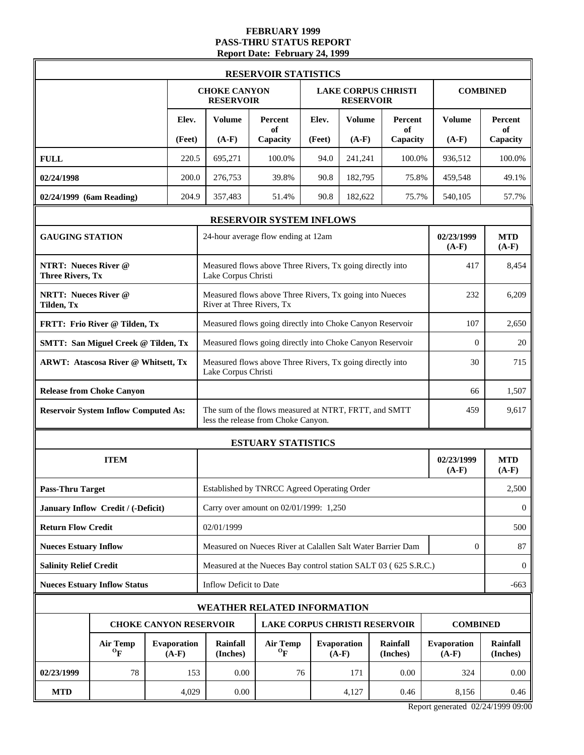**FEBRUARY 1999**
**PASS-THRU STATUS REPORT**
**Report Date: February 24, 1999**

## RESERVOIR STATISTICS

| | CHOKE CANYON RESERVOIR | | | LAKE CORPUS CHRISTI RESERVOIR | | | COMBINED | |
|---|---|---|---|---|---|---|---|---|
| | Elev. (Feet) | Volume (A-F) | Percent of Capacity | Elev. (Feet) | Volume (A-F) | Percent of Capacity | Volume (A-F) | Percent of Capacity |
| **FULL** | 220.5 | 695,271 | 100.0% | 94.0 | 241,241 | 100.0% | 936,512 | 100.0% |
| **02/24/1998** | 200.0 | 276,753 | 39.8% | 90.8 | 182,795 | 75.8% | 459,548 | 49.1% |
| **02/24/1999 (6am Reading)** | 204.9 | 357,483 | 51.4% | 90.8 | 182,622 | 75.7% | 540,105 | 57.7% |

## RESERVOIR SYSTEM INFLOWS

| GAUGING STATION | 24-hour average flow ending at 12am | 02/23/1999 (A-F) | MTD (A-F) |
|---|---|---|---|
| **NTRT: Nueces River @ Three Rivers, Tx** | Measured flows above Three Rivers, Tx going directly into Lake Corpus Christi | 417 | 8,454 |
| **NRTT: Nueces River @ Tilden, Tx** | Measured flows above Three Rivers, Tx going into Nueces River at Three Rivers, Tx | 232 | 6,209 |
| **FRTT: Frio River @ Tilden, Tx** | Measured flows going directly into Choke Canyon Reservoir | 107 | 2,650 |
| **SMTT: San Miguel Creek @ Tilden, Tx** | Measured flows going directly into Choke Canyon Reservoir | 0 | 20 |
| **ARWT: Atascosa River @ Whitsett, Tx** | Measured flows above Three Rivers, Tx going directly into Lake Corpus Christi | 30 | 715 |
| **Release from Choke Canyon** | | 66 | 1,507 |
| **Reservoir System Inflow Computed As:** | The sum of the flows measured at NTRT, FRTT, and SMTT less the release from Choke Canyon. | 459 | 9,617 |

## ESTUARY STATISTICS

| ITEM | | 02/23/1999 (A-F) | MTD (A-F) |
|---|---|---|---|
| **Pass-Thru Target** | Established by TNRCC Agreed Operating Order | | 2,500 |
| **January Inflow Credit / (-Deficit)** | Carry over amount on 02/01/1999: 1,250 | | 0 |
| **Return Flow Credit** | 02/01/1999 | | 500 |
| **Nueces Estuary Inflow** | Measured on Nueces River at Calallen Salt Water Barrier Dam | 0 | 87 |
| **Salinity Relief Credit** | Measured at the Nueces Bay control station SALT 03 ( 625 S.R.C.) | | 0 |
| **Nueces Estuary Inflow Status** | Inflow Deficit to Date | | -663 |

## WEATHER RELATED INFORMATION

| | CHOKE CANYON RESERVOIR | | | LAKE CORPUS CHRISTI RESERVOIR | | | COMBINED | |
|---|---|---|---|---|---|---|---|---|
| | Air Temp °F | Evaporation (A-F) | Rainfall (Inches) | Air Temp °F | Evaporation (A-F) | Rainfall (Inches) | Evaporation (A-F) | Rainfall (Inches) |
| **02/23/1999** | 78 | 153 | 0.00 | 76 | 171 | 0.00 | 324 | 0.00 |
| **MTD** | | 4,029 | 0.00 | | 4,127 | 0.46 | 8,156 | 0.46 |

Report generated 02/24/1999 09:00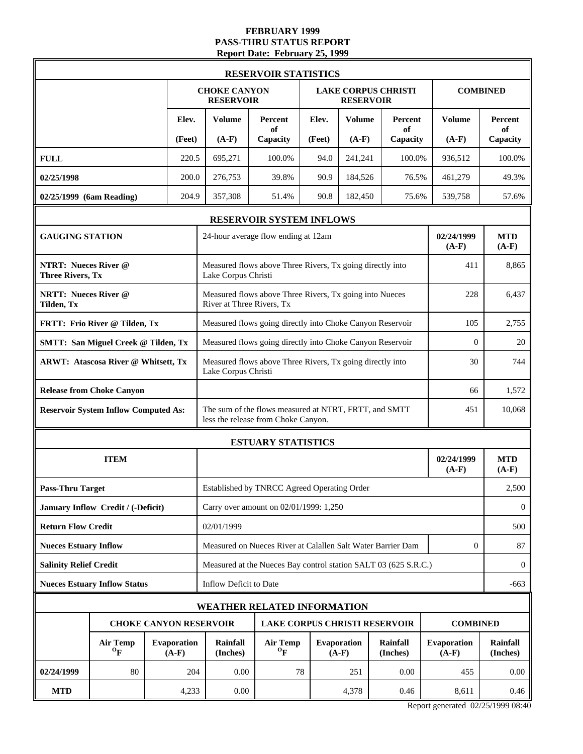**FEBRUARY 1999**
**PASS-THRU STATUS REPORT**
**Report Date: February 25, 1999**

## RESERVOIR STATISTICS

| | CHOKE CANYON RESERVOIR | | | LAKE CORPUS CHRISTI RESERVOIR | | | COMBINED | |
|---|---|---|---|---|---|---|---|---|
| | Elev. (Feet) | Volume (A-F) | Percent of Capacity | Elev. (Feet) | Volume (A-F) | Percent of Capacity | Volume (A-F) | Percent of Capacity |
| **FULL** | 220.5 | 695,271 | 100.0% | 94.0 | 241,241 | 100.0% | 936,512 | 100.0% |
| **02/25/1998** | 200.0 | 276,753 | 39.8% | 90.9 | 184,526 | 76.5% | 461,279 | 49.3% |
| **02/25/1999 (6am Reading)** | 204.9 | 357,308 | 51.4% | 90.8 | 182,450 | 75.6% | 539,758 | 57.6% |

## RESERVOIR SYSTEM INFLOWS

| GAUGING STATION | 24-hour average flow ending at 12am | 02/24/1999 (A-F) | MTD (A-F) |
|---|---|---|---|
| **NTRT: Nueces River @ Three Rivers, Tx** | Measured flows above Three Rivers, Tx going directly into Lake Corpus Christi | 411 | 8,865 |
| **NRTT: Nueces River @ Tilden, Tx** | Measured flows above Three Rivers, Tx going into Nueces River at Three Rivers, Tx | 228 | 6,437 |
| **FRTT: Frio River @ Tilden, Tx** | Measured flows going directly into Choke Canyon Reservoir | 105 | 2,755 |
| **SMTT: San Miguel Creek @ Tilden, Tx** | Measured flows going directly into Choke Canyon Reservoir | 0 | 20 |
| **ARWT: Atascosa River @ Whitsett, Tx** | Measured flows above Three Rivers, Tx going directly into Lake Corpus Christi | 30 | 744 |
| **Release from Choke Canyon** | | 66 | 1,572 |
| **Reservoir System Inflow Computed As:** | The sum of the flows measured at NTRT, FRTT, and SMTT less the release from Choke Canyon. | 451 | 10,068 |

## ESTUARY STATISTICS

| ITEM | | 02/24/1999 (A-F) | MTD (A-F) |
|---|---|---|---|
| **Pass-Thru Target** | Established by TNRCC Agreed Operating Order | | 2,500 |
| **January Inflow Credit / (-Deficit)** | Carry over amount on 02/01/1999: 1,250 | | 0 |
| **Return Flow Credit** | 02/01/1999 | | 500 |
| **Nueces Estuary Inflow** | Measured on Nueces River at Calallen Salt Water Barrier Dam | 0 | 87 |
| **Salinity Relief Credit** | Measured at the Nueces Bay control station SALT 03 (625 S.R.C.) | | 0 |
| **Nueces Estuary Inflow Status** | Inflow Deficit to Date | | -663 |

## WEATHER RELATED INFORMATION

| | CHOKE CANYON RESERVOIR | | | LAKE CORPUS CHRISTI RESERVOIR | | | COMBINED | |
|---|---|---|---|---|---|---|---|---|
| | Air Temp °F | Evaporation (A-F) | Rainfall (Inches) | Air Temp °F | Evaporation (A-F) | Rainfall (Inches) | Evaporation (A-F) | Rainfall (Inches) |
| **02/24/1999** | 80 | 204 | 0.00 | 78 | 251 | 0.00 | 455 | 0.00 |
| **MTD** | | 4,233 | 0.00 | | 4,378 | 0.46 | 8,611 | 0.46 |

Report generated 02/25/1999 08:40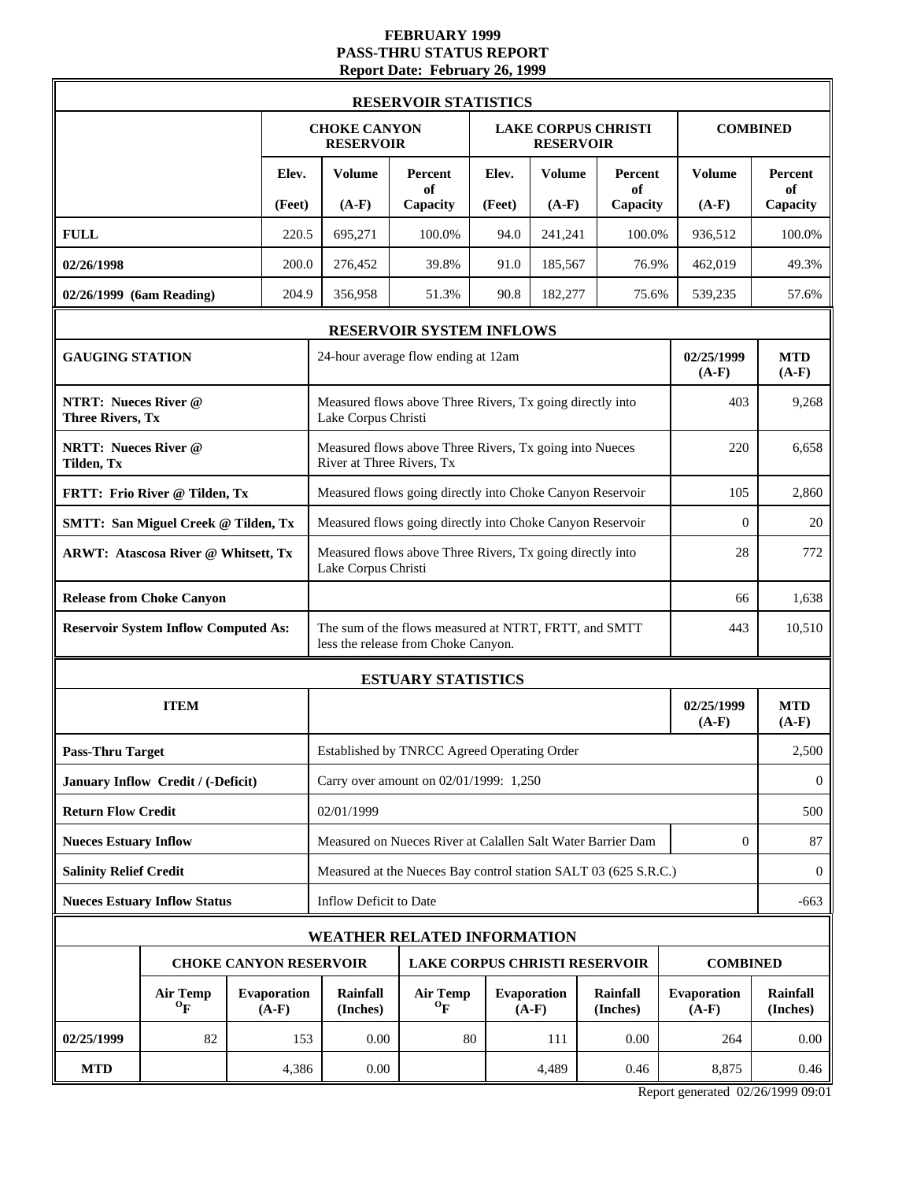**FEBRUARY 1999**
**PASS-THRU STATUS REPORT**
**Report Date: February 26, 1999**

## RESERVOIR STATISTICS

| | CHOKE CANYON RESERVOIR | | | LAKE CORPUS CHRISTI RESERVOIR | | | COMBINED | |
|---|---|---|---|---|---|---|---|---|
| | Elev. (Feet) | Volume (A-F) | Percent of Capacity | Elev. (Feet) | Volume (A-F) | Percent of Capacity | Volume (A-F) | Percent of Capacity |
| **FULL** | 220.5 | 695,271 | 100.0% | 94.0 | 241,241 | 100.0% | 936,512 | 100.0% |
| **02/26/1998** | 200.0 | 276,452 | 39.8% | 91.0 | 185,567 | 76.9% | 462,019 | 49.3% |
| **02/26/1999 (6am Reading)** | 204.9 | 356,958 | 51.3% | 90.8 | 182,277 | 75.6% | 539,235 | 57.6% |

## RESERVOIR SYSTEM INFLOWS

| GAUGING STATION | 24-hour average flow ending at 12am | 02/25/1999 (A-F) | MTD (A-F) |
|---|---|---|---|
| **NTRT: Nueces River @ Three Rivers, Tx** | Measured flows above Three Rivers, Tx going directly into Lake Corpus Christi | 403 | 9,268 |
| **NRTT: Nueces River @ Tilden, Tx** | Measured flows above Three Rivers, Tx going into Nueces River at Three Rivers, Tx | 220 | 6,658 |
| **FRTT: Frio River @ Tilden, Tx** | Measured flows going directly into Choke Canyon Reservoir | 105 | 2,860 |
| **SMTT: San Miguel Creek @ Tilden, Tx** | Measured flows going directly into Choke Canyon Reservoir | 0 | 20 |
| **ARWT: Atascosa River @ Whitsett, Tx** | Measured flows above Three Rivers, Tx going directly into Lake Corpus Christi | 28 | 772 |
| **Release from Choke Canyon** | | 66 | 1,638 |
| **Reservoir System Inflow Computed As:** | The sum of the flows measured at NTRT, FRTT, and SMTT less the release from Choke Canyon. | 443 | 10,510 |

## ESTUARY STATISTICS

| ITEM | | 02/25/1999 (A-F) | MTD (A-F) |
|---|---|---|---|
| **Pass-Thru Target** | Established by TNRCC Agreed Operating Order | | 2,500 |
| **January Inflow Credit / (-Deficit)** | Carry over amount on 02/01/1999: 1,250 | | 0 |
| **Return Flow Credit** | 02/01/1999 | | 500 |
| **Nueces Estuary Inflow** | Measured on Nueces River at Calallen Salt Water Barrier Dam | 0 | 87 |
| **Salinity Relief Credit** | Measured at the Nueces Bay control station SALT 03 (625 S.R.C.) | | 0 |
| **Nueces Estuary Inflow Status** | Inflow Deficit to Date | | -663 |

## WEATHER RELATED INFORMATION

| | CHOKE CANYON RESERVOIR | | | LAKE CORPUS CHRISTI RESERVOIR | | | COMBINED | |
|---|---|---|---|---|---|---|---|---|
| | Air Temp °F | Evaporation (A-F) | Rainfall (Inches) | Air Temp °F | Evaporation (A-F) | Rainfall (Inches) | Evaporation (A-F) | Rainfall (Inches) |
| **02/25/1999** | 82 | 153 | 0.00 | 80 | 111 | 0.00 | 264 | 0.00 |
| **MTD** | | 4,386 | 0.00 | | 4,489 | 0.46 | 8,875 | 0.46 |

Report generated 02/26/1999 09:01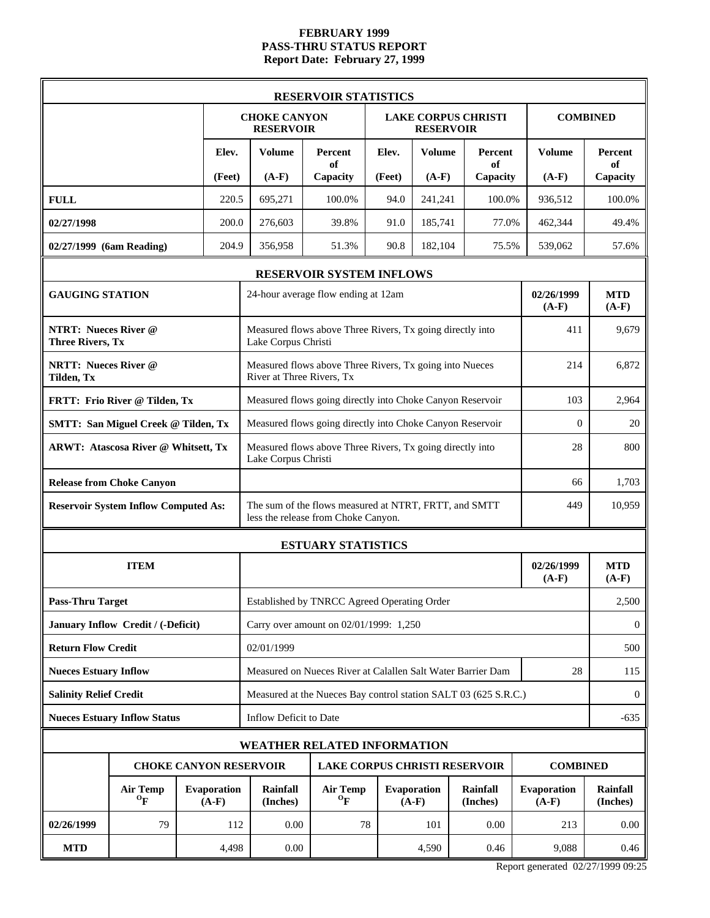# FEBRUARY 1999
# PASS-THRU STATUS REPORT
# Report Date: February 27, 1999

## RESERVOIR STATISTICS

| | CHOKE CANYON RESERVOIR | | | LAKE CORPUS CHRISTI RESERVOIR | | | COMBINED | |
|---|---|---|---|---|---|---|---|---|
| | Elev. (Feet) | Volume (A-F) | Percent of Capacity | Elev. (Feet) | Volume (A-F) | Percent of Capacity | Volume (A-F) | Percent of Capacity |
| **FULL** | 220.5 | 695,271 | 100.0% | 94.0 | 241,241 | 100.0% | 936,512 | 100.0% |
| **02/27/1998** | 200.0 | 276,603 | 39.8% | 91.0 | 185,741 | 77.0% | 462,344 | 49.4% |
| **02/27/1999 (6am Reading)** | 204.9 | 356,958 | 51.3% | 90.8 | 182,104 | 75.5% | 539,062 | 57.6% |

## RESERVOIR SYSTEM INFLOWS

| GAUGING STATION | 24-hour average flow ending at 12am | 02/26/1999 (A-F) | MTD (A-F) |
|---|---|---|---|
| **NTRT: Nueces River @ Three Rivers, Tx** | Measured flows above Three Rivers, Tx going directly into Lake Corpus Christi | 411 | 9,679 |
| **NRTT: Nueces River @ Tilden, Tx** | Measured flows above Three Rivers, Tx going into Nueces River at Three Rivers, Tx | 214 | 6,872 |
| **FRTT: Frio River @ Tilden, Tx** | Measured flows going directly into Choke Canyon Reservoir | 103 | 2,964 |
| **SMTT: San Miguel Creek @ Tilden, Tx** | Measured flows going directly into Choke Canyon Reservoir | 0 | 20 |
| **ARWT: Atascosa River @ Whitsett, Tx** | Measured flows above Three Rivers, Tx going directly into Lake Corpus Christi | 28 | 800 |
| **Release from Choke Canyon** | | 66 | 1,703 |
| **Reservoir System Inflow Computed As:** | The sum of the flows measured at NTRT, FRTT, and SMTT less the release from Choke Canyon. | 449 | 10,959 |

## ESTUARY STATISTICS

| ITEM | | 02/26/1999 (A-F) | MTD (A-F) |
|---|---|---|---|
| **Pass-Thru Target** | Established by TNRCC Agreed Operating Order | | 2,500 |
| **January Inflow Credit / (-Deficit)** | Carry over amount on 02/01/1999: 1,250 | | 0 |
| **Return Flow Credit** | 02/01/1999 | | 500 |
| **Nueces Estuary Inflow** | Measured on Nueces River at Calallen Salt Water Barrier Dam | 28 | 115 |
| **Salinity Relief Credit** | Measured at the Nueces Bay control station SALT 03 (625 S.R.C.) | | 0 |
| **Nueces Estuary Inflow Status** | Inflow Deficit to Date | | -635 |

## WEATHER RELATED INFORMATION

| | CHOKE CANYON RESERVOIR | | | LAKE CORPUS CHRISTI RESERVOIR | | | COMBINED | |
|---|---|---|---|---|---|---|---|---|
| | Air Temp °F | Evaporation (A-F) | Rainfall (Inches) | Air Temp °F | Evaporation (A-F) | Rainfall (Inches) | Evaporation (A-F) | Rainfall (Inches) |
| **02/26/1999** | 79 | 112 | 0.00 | 78 | 101 | 0.00 | 213 | 0.00 |
| **MTD** | | 4,498 | 0.00 | | 4,590 | 0.46 | 9,088 | 0.46 |

Report generated 02/27/1999 09:25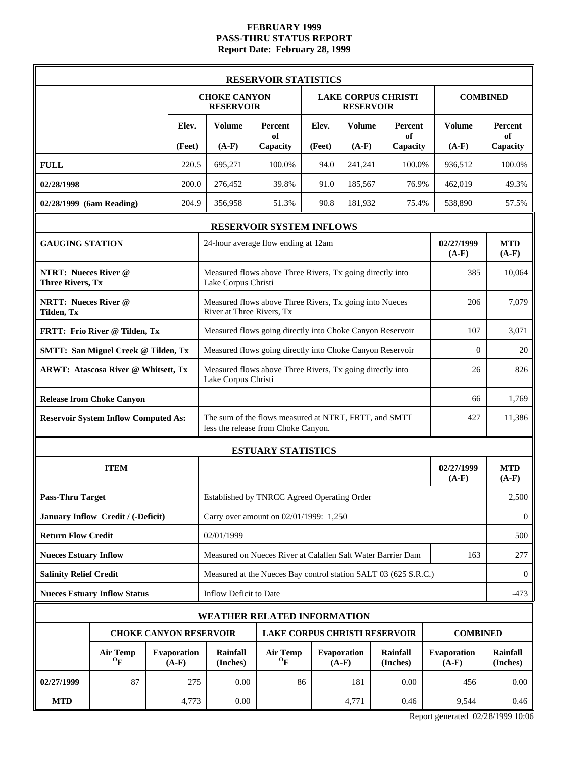# FEBRUARY 1999
# PASS-THRU STATUS REPORT
## Report Date: February 28, 1999

### RESERVOIR STATISTICS

| | CHOKE CANYON RESERVOIR | | | LAKE CORPUS CHRISTI RESERVOIR | | | COMBINED | |
|---|---|---|---|---|---|---|---|---|
| | Elev. (Feet) | Volume (A-F) | Percent of Capacity | Elev. (Feet) | Volume (A-F) | Percent of Capacity | Volume (A-F) | Percent of Capacity |
| **FULL** | 220.5 | 695,271 | 100.0% | 94.0 | 241,241 | 100.0% | 936,512 | 100.0% |
| **02/28/1998** | 200.0 | 276,452 | 39.8% | 91.0 | 185,567 | 76.9% | 462,019 | 49.3% |
| **02/28/1999 (6am Reading)** | 204.9 | 356,958 | 51.3% | 90.8 | 181,932 | 75.4% | 538,890 | 57.5% |

### RESERVOIR SYSTEM INFLOWS

| GAUGING STATION | 24-hour average flow ending at 12am | 02/27/1999 (A-F) | MTD (A-F) |
|---|---|---|---|
| **NTRT: Nueces River @ Three Rivers, Tx** | Measured flows above Three Rivers, Tx going directly into Lake Corpus Christi | 385 | 10,064 |
| **NRTT: Nueces River @ Tilden, Tx** | Measured flows above Three Rivers, Tx going into Nueces River at Three Rivers, Tx | 206 | 7,079 |
| **FRTT: Frio River @ Tilden, Tx** | Measured flows going directly into Choke Canyon Reservoir | 107 | 3,071 |
| **SMTT: San Miguel Creek @ Tilden, Tx** | Measured flows going directly into Choke Canyon Reservoir | 0 | 20 |
| **ARWT: Atascosa River @ Whitsett, Tx** | Measured flows above Three Rivers, Tx going directly into Lake Corpus Christi | 26 | 826 |
| **Release from Choke Canyon** | | 66 | 1,769 |
| **Reservoir System Inflow Computed As:** | The sum of the flows measured at NTRT, FRTT, and SMTT less the release from Choke Canyon. | 427 | 11,386 |

### ESTUARY STATISTICS

| ITEM | | 02/27/1999 (A-F) | MTD (A-F) |
|---|---|---|---|
| **Pass-Thru Target** | Established by TNRCC Agreed Operating Order | | 2,500 |
| **January Inflow Credit / (-Deficit)** | Carry over amount on 02/01/1999: 1,250 | | 0 |
| **Return Flow Credit** | 02/01/1999 | | 500 |
| **Nueces Estuary Inflow** | Measured on Nueces River at Calallen Salt Water Barrier Dam | 163 | 277 |
| **Salinity Relief Credit** | Measured at the Nueces Bay control station SALT 03 (625 S.R.C.) | | 0 |
| **Nueces Estuary Inflow Status** | Inflow Deficit to Date | | -473 |

### WEATHER RELATED INFORMATION

| | CHOKE CANYON RESERVOIR | | | LAKE CORPUS CHRISTI RESERVOIR | | | COMBINED | |
|---|---|---|---|---|---|---|---|---|
| | Air Temp °F | Evaporation (A-F) | Rainfall (Inches) | Air Temp °F | Evaporation (A-F) | Rainfall (Inches) | Evaporation (A-F) | Rainfall (Inches) |
| **02/27/1999** | 87 | 275 | 0.00 | 86 | 181 | 0.00 | 456 | 0.00 |
| **MTD** | | 4,773 | 0.00 | | 4,771 | 0.46 | 9,544 | 0.46 |

Report generated 02/28/1999 10:06